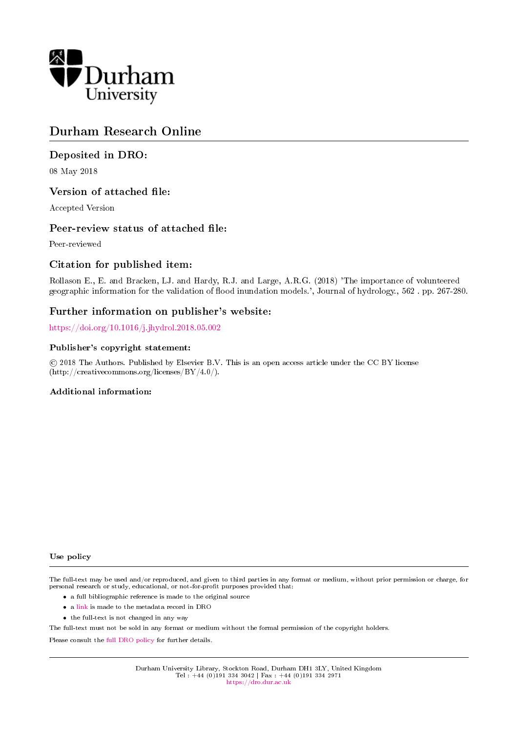Durham University

# Durham Research Online

## Deposited in DRO:

08 May 2018

## Version of attached file:

Accepted Version

## Peer-review status of attached file:

Peer-reviewed

## Citation for published item:

Rollason E., E. and Bracken, LJ. and Hardy, R.J. and Large, A.R.G. (2018) 'The importance of volunteered geographic information for the validation of flood inundation models.', Journal of hydrology., 562 . pp. 267-280.

## Further information on publisher's website:

https://doi.org/10.1016/j.jhydrol.2018.05.002

### Publisher's copyright statement:

© 2018 The Authors. Published by Elsevier B.V. This is an open access article under the CC BY license (http://creativecommons.org/licenses/BY/4.0/).

### Additional information:

### Use policy

The full-text may be used and/or reproduced, and given to third parties in any format or medium, without prior permission or charge, for personal research or study, educational, or not-for-profit purposes provided that:

- a full bibliographic reference is made to the original source
- a link is made to the metadata record in DRO
- the full-text is not changed in any way

The full-text must not be sold in any format or medium without the formal permission of the copyright holders.

Please consult the full DRO policy for further details.

Durham University Library, Stockton Road, Durham DH1 3LY, United Kingdom
Tel : +44 (0)191 334 3042 | Fax : +44 (0)191 334 2971
https://dro.dur.ac.uk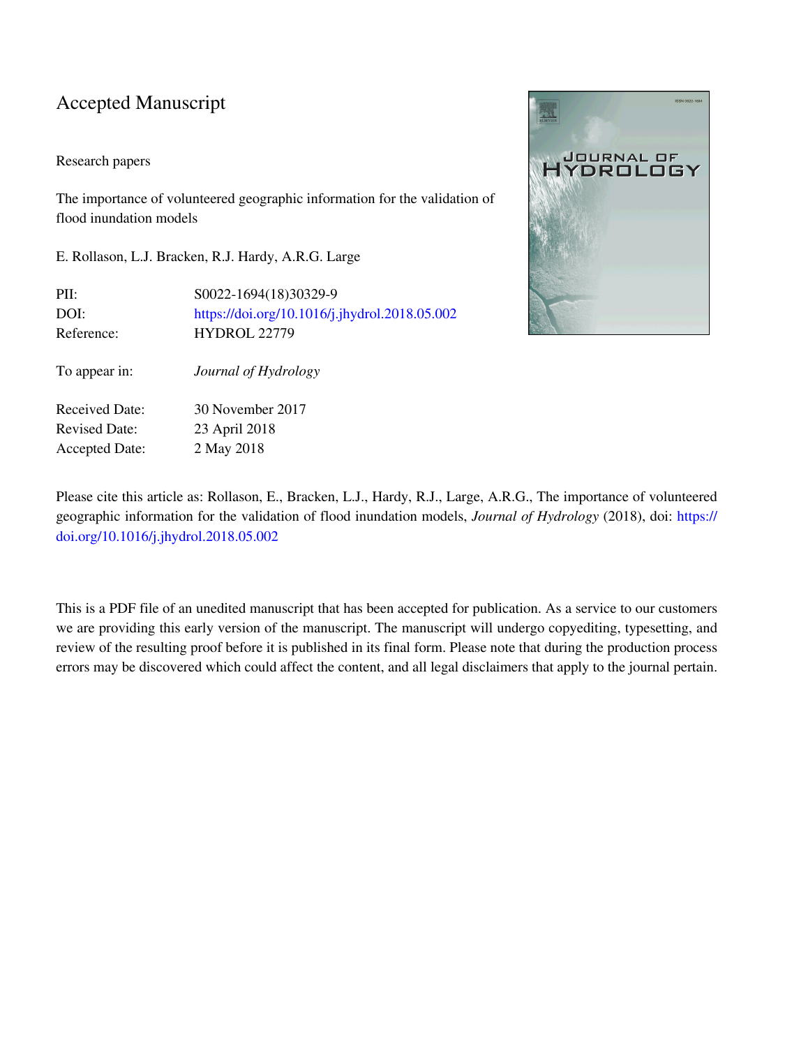# Accepted Manuscript

Research papers

The importance of volunteered geographic information for the validation of flood inundation models

E. Rollason, L.J. Bracken, R.J. Hardy, A.R.G. Large

| | |
|---|---|
| PII: | S0022-1694(18)30329-9 |
| DOI: | https://doi.org/10.1016/j.jhydrol.2018.05.002 |
| Reference: | HYDROL 22779 |
| To appear in: | *Journal of Hydrology* |
| Received Date: | 30 November 2017 |
| Revised Date: | 23 April 2018 |
| Accepted Date: | 2 May 2018 |

Please cite this article as: Rollason, E., Bracken, L.J., Hardy, R.J., Large, A.R.G., The importance of volunteered geographic information for the validation of flood inundation models, *Journal of Hydrology* (2018), doi: https://doi.org/10.1016/j.jhydrol.2018.05.002

This is a PDF file of an unedited manuscript that has been accepted for publication. As a service to our customers we are providing this early version of the manuscript. The manuscript will undergo copyediting, typesetting, and review of the resulting proof before it is published in its final form. Please note that during the production process errors may be discovered which could affect the content, and all legal disclaimers that apply to the journal pertain.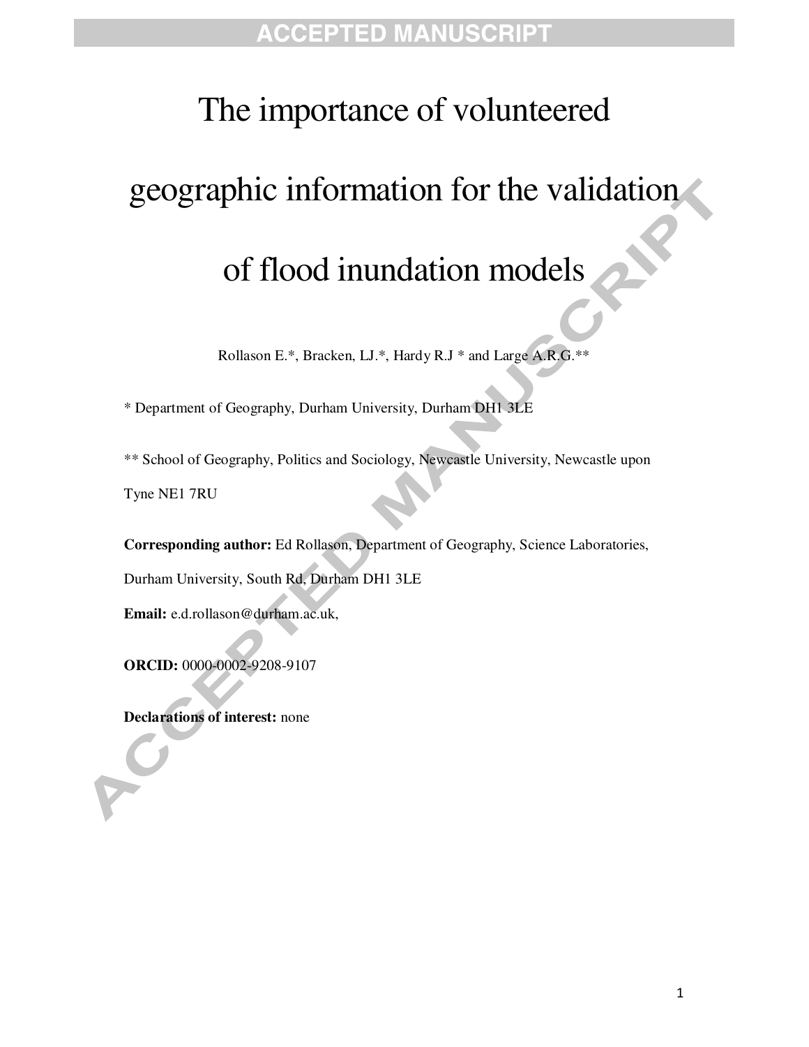# The importance of volunteered geographic information for the validation of flood inundation models

Rollason E.*, Bracken, LJ.*, Hardy R.J * and Large A.R.G.**

* Department of Geography, Durham University, Durham DH1 3LE

** School of Geography, Politics and Sociology, Newcastle University, Newcastle upon Tyne NE1 7RU

**Corresponding author:** Ed Rollason, Department of Geography, Science Laboratories, Durham University, South Rd, Durham DH1 3LE

**Email:** e.d.rollason@durham.ac.uk,

**ORCID:** 0000-0002-9208-9107

**Declarations of interest:** none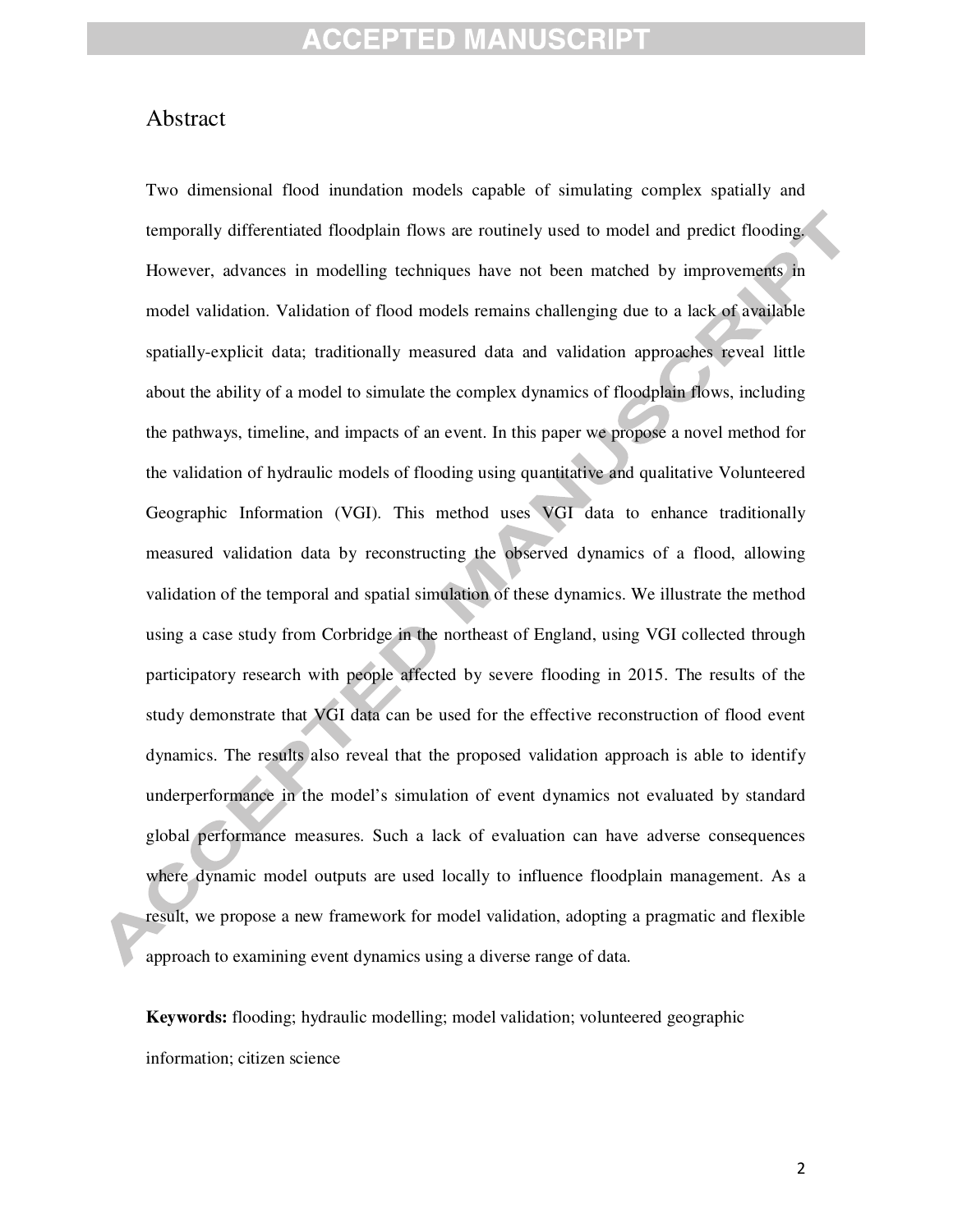## Abstract

Two dimensional flood inundation models capable of simulating complex spatially and temporally differentiated floodplain flows are routinely used to model and predict flooding. However, advances in modelling techniques have not been matched by improvements in model validation. Validation of flood models remains challenging due to a lack of available spatially-explicit data; traditionally measured data and validation approaches reveal little about the ability of a model to simulate the complex dynamics of floodplain flows, including the pathways, timeline, and impacts of an event. In this paper we propose a novel method for the validation of hydraulic models of flooding using quantitative and qualitative Volunteered Geographic Information (VGI). This method uses VGI data to enhance traditionally measured validation data by reconstructing the observed dynamics of a flood, allowing validation of the temporal and spatial simulation of these dynamics. We illustrate the method using a case study from Corbridge in the northeast of England, using VGI collected through participatory research with people affected by severe flooding in 2015. The results of the study demonstrate that VGI data can be used for the effective reconstruction of flood event dynamics. The results also reveal that the proposed validation approach is able to identify underperformance in the model's simulation of event dynamics not evaluated by standard global performance measures. Such a lack of evaluation can have adverse consequences where dynamic model outputs are used locally to influence floodplain management. As a result, we propose a new framework for model validation, adopting a pragmatic and flexible approach to examining event dynamics using a diverse range of data.

**Keywords:** flooding; hydraulic modelling; model validation; volunteered geographic information; citizen science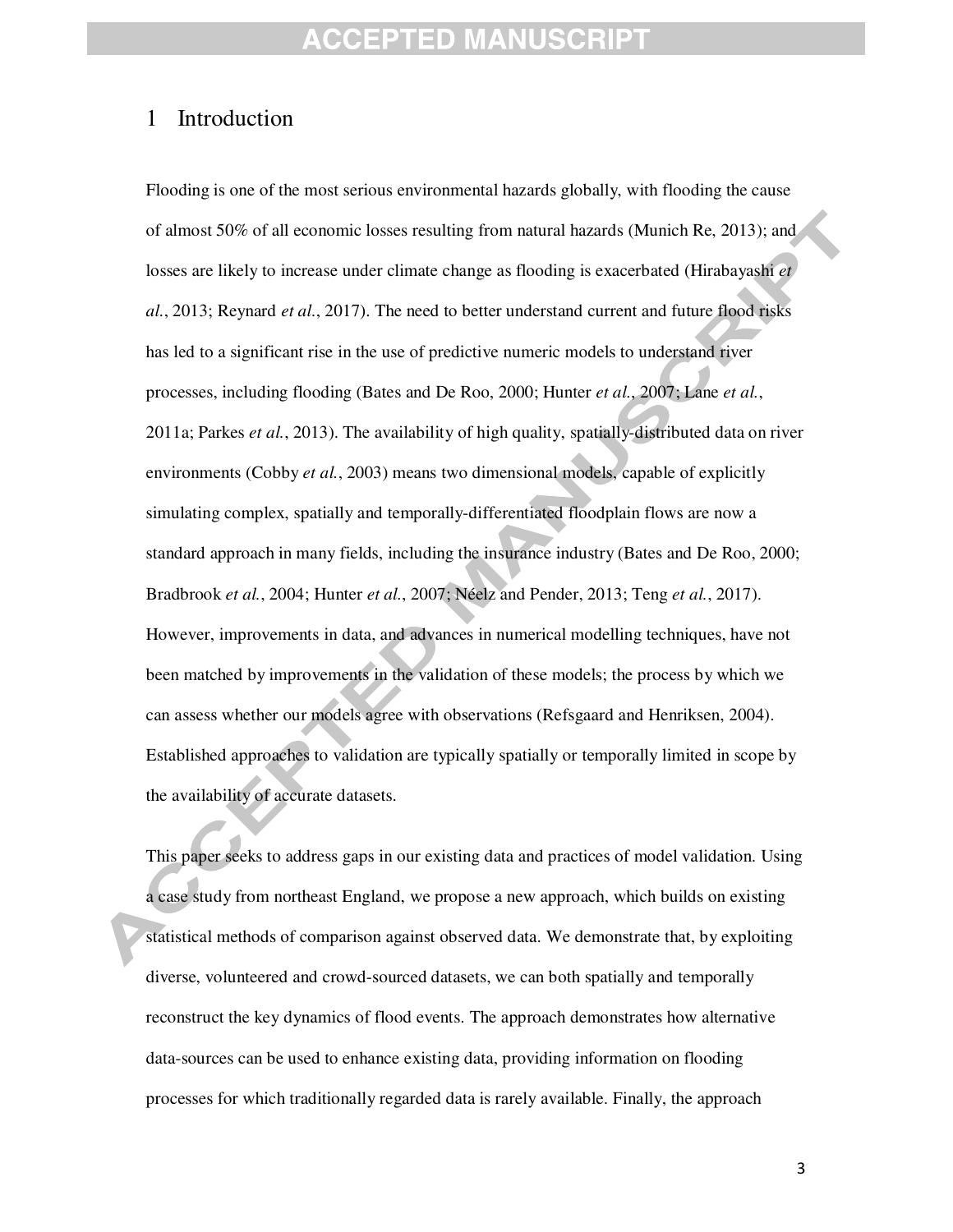# 1 Introduction

Flooding is one of the most serious environmental hazards globally, with flooding the cause of almost 50% of all economic losses resulting from natural hazards (Munich Re, 2013); and losses are likely to increase under climate change as flooding is exacerbated (Hirabayashi *et al.*, 2013; Reynard *et al.*, 2017). The need to better understand current and future flood risks has led to a significant rise in the use of predictive numeric models to understand river processes, including flooding (Bates and De Roo, 2000; Hunter *et al.*, 2007; Lane *et al.*, 2011a; Parkes *et al.*, 2013). The availability of high quality, spatially-distributed data on river environments (Cobby *et al.*, 2003) means two dimensional models, capable of explicitly simulating complex, spatially and temporally-differentiated floodplain flows are now a standard approach in many fields, including the insurance industry (Bates and De Roo, 2000; Bradbrook *et al.*, 2004; Hunter *et al.*, 2007; Néelz and Pender, 2013; Teng *et al.*, 2017). However, improvements in data, and advances in numerical modelling techniques, have not been matched by improvements in the validation of these models; the process by which we can assess whether our models agree with observations (Refsgaard and Henriksen, 2004). Established approaches to validation are typically spatially or temporally limited in scope by the availability of accurate datasets.

This paper seeks to address gaps in our existing data and practices of model validation. Using a case study from northeast England, we propose a new approach, which builds on existing statistical methods of comparison against observed data. We demonstrate that, by exploiting diverse, volunteered and crowd-sourced datasets, we can both spatially and temporally reconstruct the key dynamics of flood events. The approach demonstrates how alternative data-sources can be used to enhance existing data, providing information on flooding processes for which traditionally regarded data is rarely available. Finally, the approach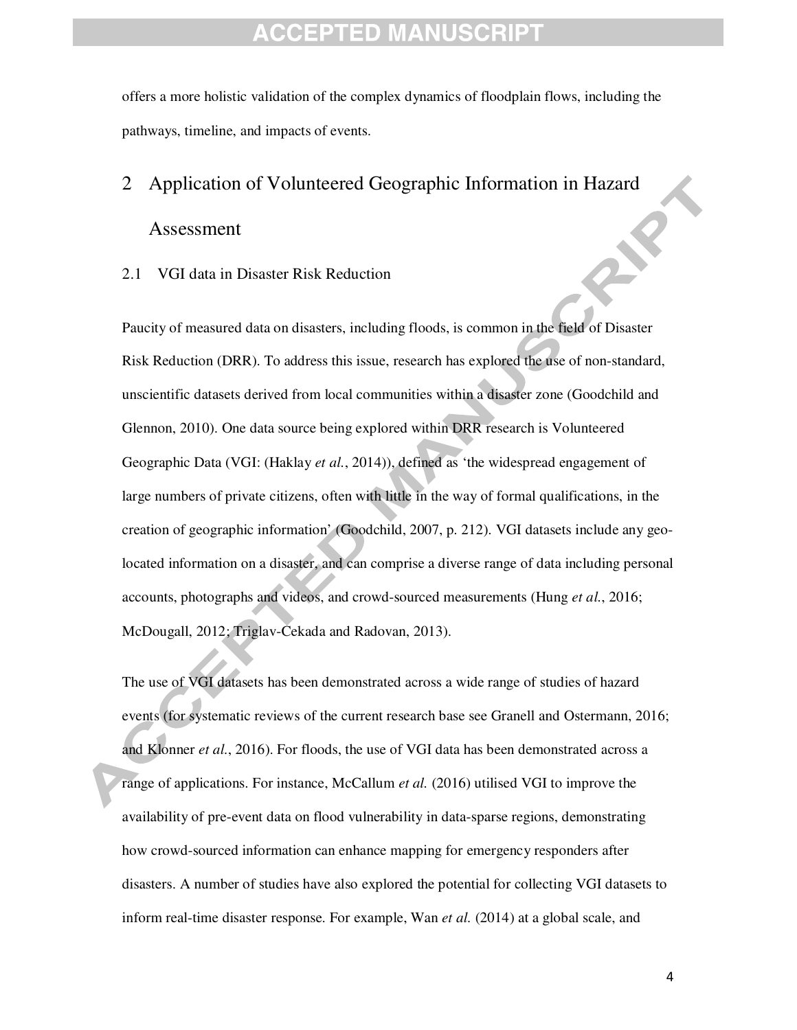offers a more holistic validation of the complex dynamics of floodplain flows, including the pathways, timeline, and impacts of events.

# 2 Application of Volunteered Geographic Information in Hazard Assessment

## 2.1 VGI data in Disaster Risk Reduction

Paucity of measured data on disasters, including floods, is common in the field of Disaster Risk Reduction (DRR). To address this issue, research has explored the use of non-standard, unscientific datasets derived from local communities within a disaster zone (Goodchild and Glennon, 2010). One data source being explored within DRR research is Volunteered Geographic Data (VGI: (Haklay *et al.*, 2014)), defined as 'the widespread engagement of large numbers of private citizens, often with little in the way of formal qualifications, in the creation of geographic information' (Goodchild, 2007, p. 212). VGI datasets include any geo-located information on a disaster, and can comprise a diverse range of data including personal accounts, photographs and videos, and crowd-sourced measurements (Hung *et al.*, 2016; McDougall, 2012; Triglav-Cekada and Radovan, 2013).

The use of VGI datasets has been demonstrated across a wide range of studies of hazard events (for systematic reviews of the current research base see Granell and Ostermann, 2016; and Klonner *et al.*, 2016). For floods, the use of VGI data has been demonstrated across a range of applications. For instance, McCallum *et al.* (2016) utilised VGI to improve the availability of pre-event data on flood vulnerability in data-sparse regions, demonstrating how crowd-sourced information can enhance mapping for emergency responders after disasters. A number of studies have also explored the potential for collecting VGI datasets to inform real-time disaster response. For example, Wan *et al.* (2014) at a global scale, and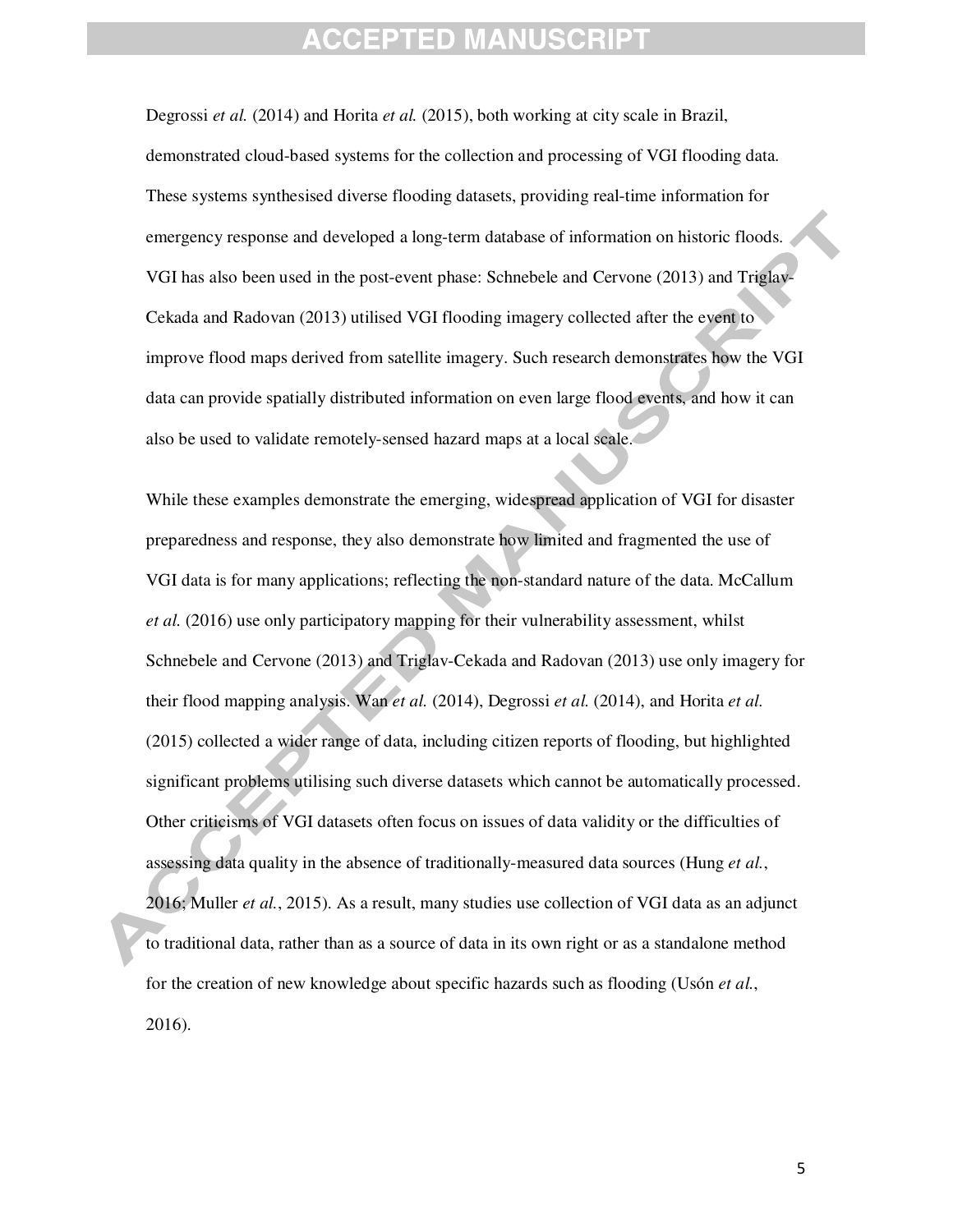Degrossi *et al.* (2014) and Horita *et al.* (2015), both working at city scale in Brazil, demonstrated cloud-based systems for the collection and processing of VGI flooding data. These systems synthesised diverse flooding datasets, providing real-time information for emergency response and developed a long-term database of information on historic floods. VGI has also been used in the post-event phase: Schnebele and Cervone (2013) and Triglav-Cekada and Radovan (2013) utilised VGI flooding imagery collected after the event to improve flood maps derived from satellite imagery. Such research demonstrates how the VGI data can provide spatially distributed information on even large flood events, and how it can also be used to validate remotely-sensed hazard maps at a local scale.

While these examples demonstrate the emerging, widespread application of VGI for disaster preparedness and response, they also demonstrate how limited and fragmented the use of VGI data is for many applications; reflecting the non-standard nature of the data. McCallum *et al.* (2016) use only participatory mapping for their vulnerability assessment, whilst Schnebele and Cervone (2013) and Triglav-Cekada and Radovan (2013) use only imagery for their flood mapping analysis. Wan *et al.* (2014), Degrossi *et al.* (2014), and Horita *et al.* (2015) collected a wider range of data, including citizen reports of flooding, but highlighted significant problems utilising such diverse datasets which cannot be automatically processed. Other criticisms of VGI datasets often focus on issues of data validity or the difficulties of assessing data quality in the absence of traditionally-measured data sources (Hung *et al.*, 2016; Muller *et al.*, 2015). As a result, many studies use collection of VGI data as an adjunct to traditional data, rather than as a source of data in its own right or as a standalone method for the creation of new knowledge about specific hazards such as flooding (Usón *et al.*, 2016).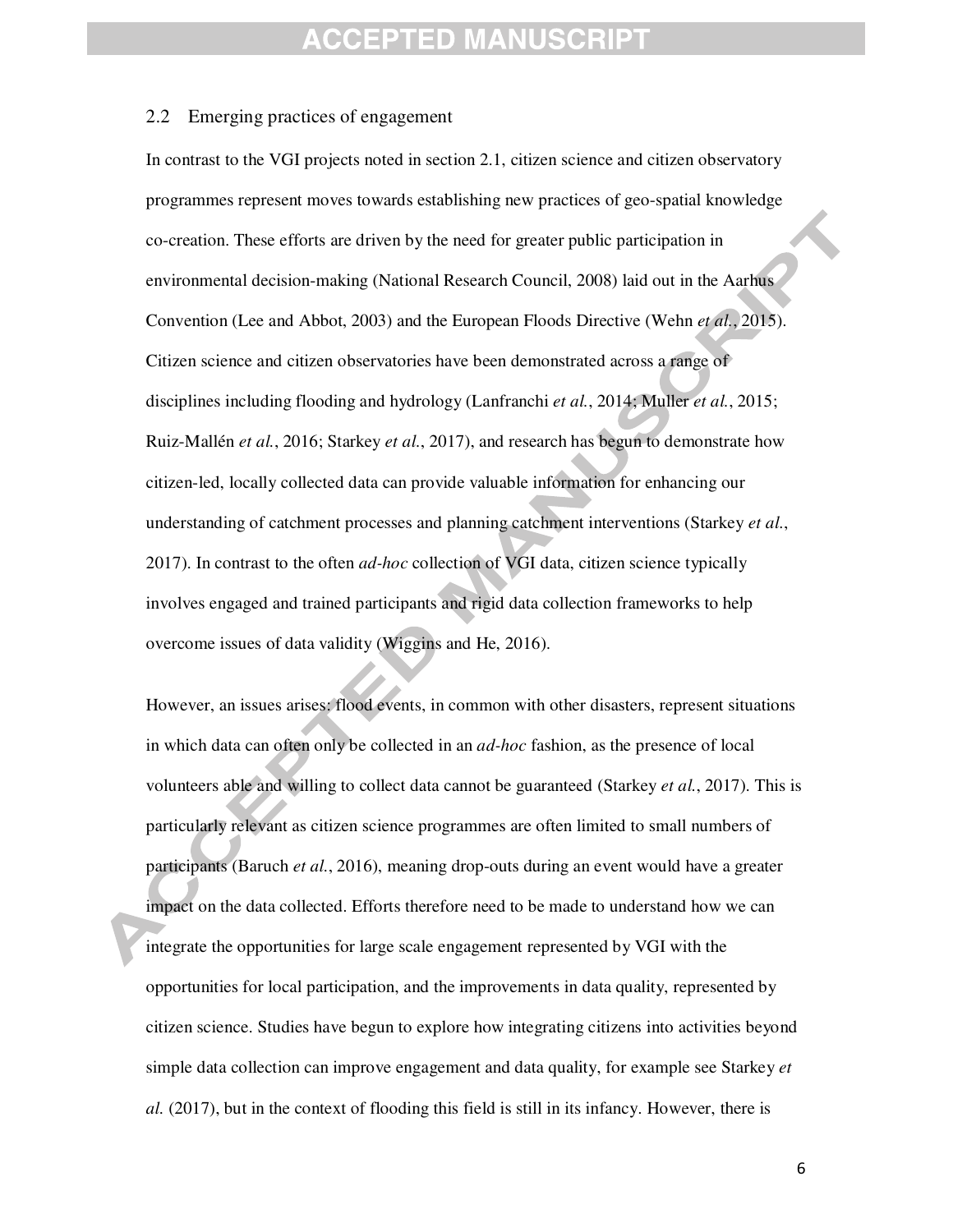## 2.2 Emerging practices of engagement

In contrast to the VGI projects noted in section 2.1, citizen science and citizen observatory programmes represent moves towards establishing new practices of geo-spatial knowledge co-creation. These efforts are driven by the need for greater public participation in environmental decision-making (National Research Council, 2008) laid out in the Aarhus Convention (Lee and Abbot, 2003) and the European Floods Directive (Wehn *et al.*, 2015). Citizen science and citizen observatories have been demonstrated across a range of disciplines including flooding and hydrology (Lanfranchi *et al.*, 2014; Muller *et al.*, 2015; Ruiz-Mallén *et al.*, 2016; Starkey *et al.*, 2017), and research has begun to demonstrate how citizen-led, locally collected data can provide valuable information for enhancing our understanding of catchment processes and planning catchment interventions (Starkey *et al.*, 2017). In contrast to the often *ad-hoc* collection of VGI data, citizen science typically involves engaged and trained participants and rigid data collection frameworks to help overcome issues of data validity (Wiggins and He, 2016).

However, an issues arises: flood events, in common with other disasters, represent situations in which data can often only be collected in an *ad-hoc* fashion, as the presence of local volunteers able and willing to collect data cannot be guaranteed (Starkey *et al.*, 2017). This is particularly relevant as citizen science programmes are often limited to small numbers of participants (Baruch *et al.*, 2016), meaning drop-outs during an event would have a greater impact on the data collected. Efforts therefore need to be made to understand how we can integrate the opportunities for large scale engagement represented by VGI with the opportunities for local participation, and the improvements in data quality, represented by citizen science. Studies have begun to explore how integrating citizens into activities beyond simple data collection can improve engagement and data quality, for example see Starkey *et al.* (2017), but in the context of flooding this field is still in its infancy. However, there is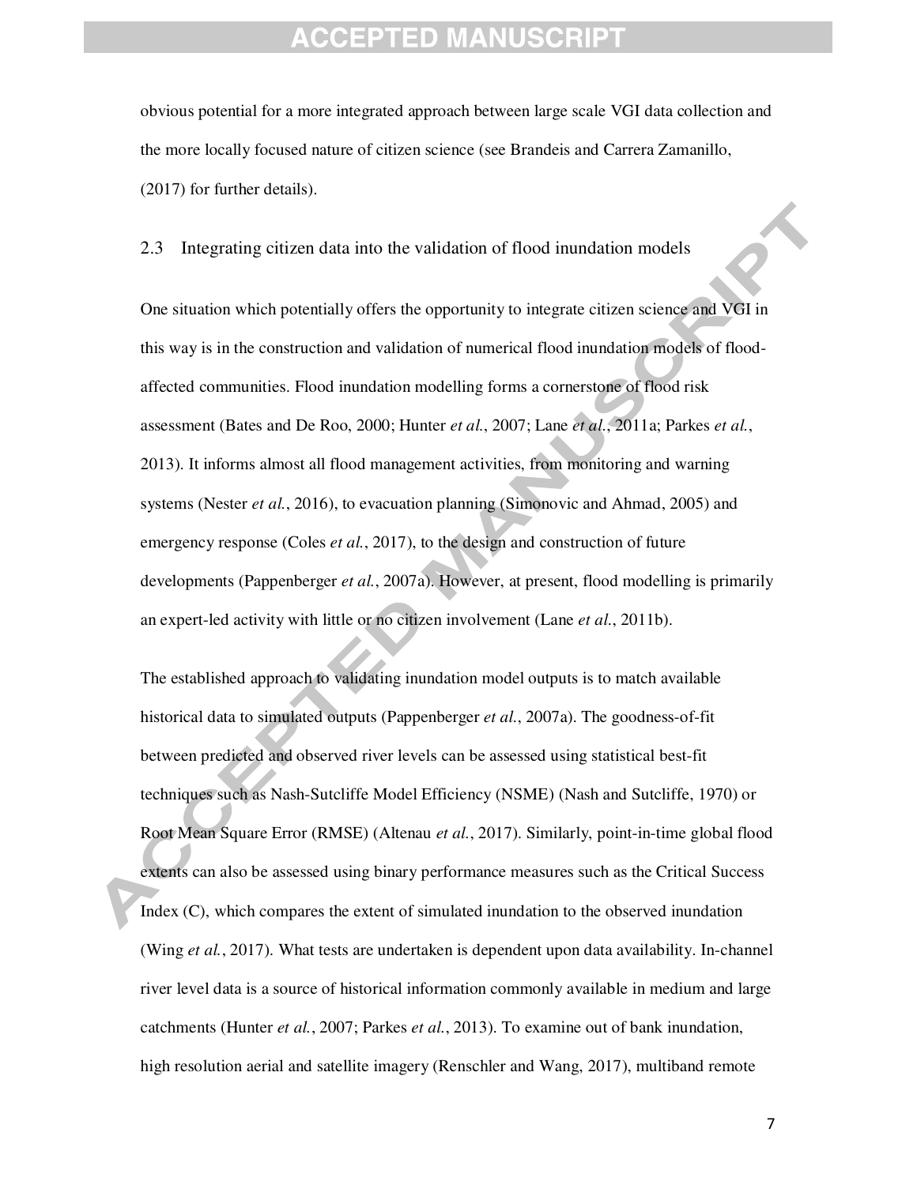obvious potential for a more integrated approach between large scale VGI data collection and the more locally focused nature of citizen science (see Brandeis and Carrera Zamanillo, (2017) for further details).

## 2.3 Integrating citizen data into the validation of flood inundation models

One situation which potentially offers the opportunity to integrate citizen science and VGI in this way is in the construction and validation of numerical flood inundation models of flood-affected communities. Flood inundation modelling forms a cornerstone of flood risk assessment (Bates and De Roo, 2000; Hunter *et al.*, 2007; Lane *et al.*, 2011a; Parkes *et al.*, 2013). It informs almost all flood management activities, from monitoring and warning systems (Nester *et al.*, 2016), to evacuation planning (Simonovic and Ahmad, 2005) and emergency response (Coles *et al.*, 2017), to the design and construction of future developments (Pappenberger *et al.*, 2007a). However, at present, flood modelling is primarily an expert-led activity with little or no citizen involvement (Lane *et al.*, 2011b).

The established approach to validating inundation model outputs is to match available historical data to simulated outputs (Pappenberger *et al.*, 2007a). The goodness-of-fit between predicted and observed river levels can be assessed using statistical best-fit techniques such as Nash-Sutcliffe Model Efficiency (NSME) (Nash and Sutcliffe, 1970) or Root Mean Square Error (RMSE) (Altenau *et al.*, 2017). Similarly, point-in-time global flood extents can also be assessed using binary performance measures such as the Critical Success Index (C), which compares the extent of simulated inundation to the observed inundation (Wing *et al.*, 2017). What tests are undertaken is dependent upon data availability. In-channel river level data is a source of historical information commonly available in medium and large catchments (Hunter *et al.*, 2007; Parkes *et al.*, 2013). To examine out of bank inundation, high resolution aerial and satellite imagery (Renschler and Wang, 2017), multiband remote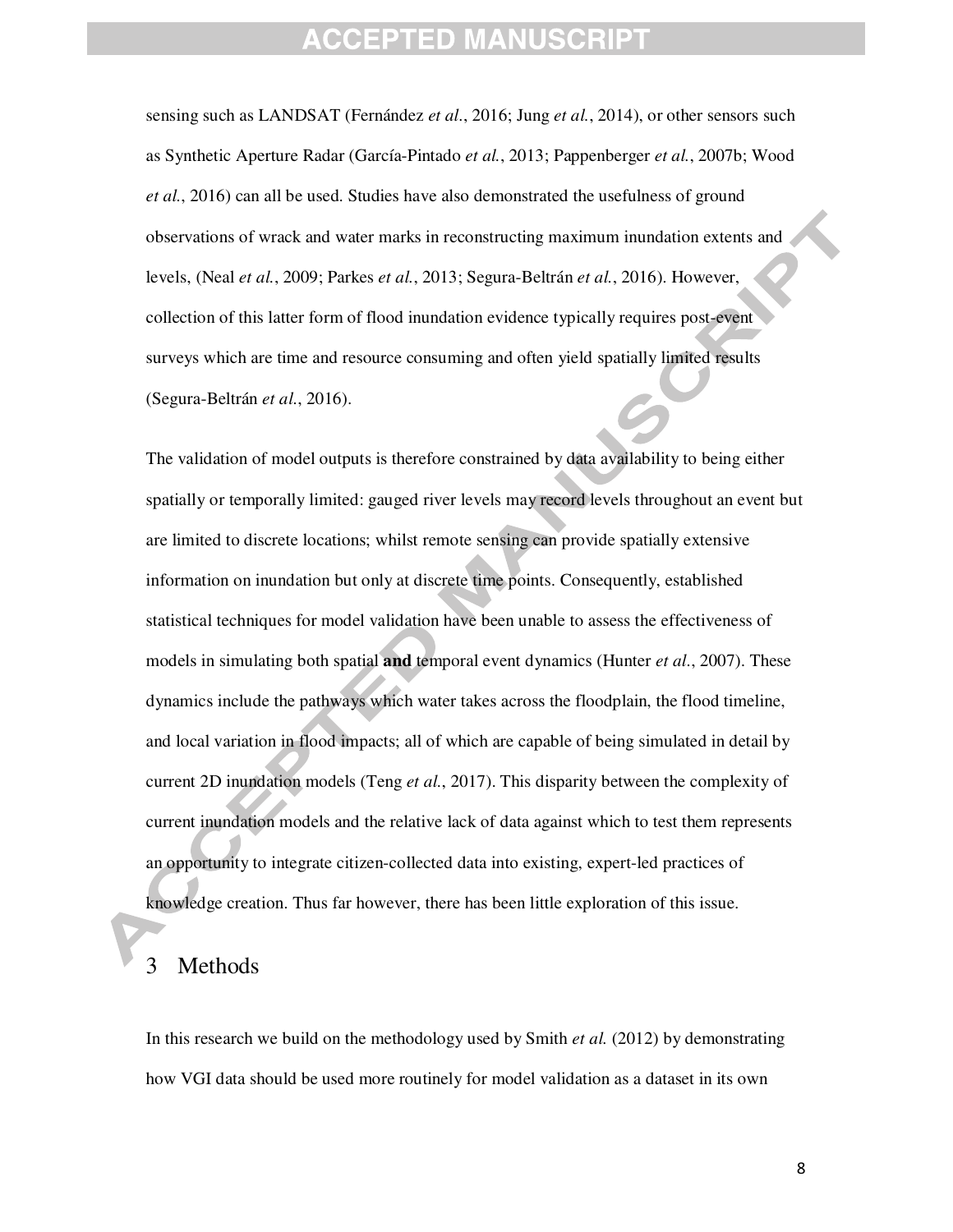sensing such as LANDSAT (Fernández *et al.*, 2016; Jung *et al.*, 2014), or other sensors such as Synthetic Aperture Radar (García-Pintado *et al.*, 2013; Pappenberger *et al.*, 2007b; Wood *et al.*, 2016) can all be used. Studies have also demonstrated the usefulness of ground observations of wrack and water marks in reconstructing maximum inundation extents and levels, (Neal *et al.*, 2009; Parkes *et al.*, 2013; Segura-Beltrán *et al.*, 2016). However, collection of this latter form of flood inundation evidence typically requires post-event surveys which are time and resource consuming and often yield spatially limited results (Segura-Beltrán *et al.*, 2016).

The validation of model outputs is therefore constrained by data availability to being either spatially or temporally limited: gauged river levels may record levels throughout an event but are limited to discrete locations; whilst remote sensing can provide spatially extensive information on inundation but only at discrete time points. Consequently, established statistical techniques for model validation have been unable to assess the effectiveness of models in simulating both spatial **and** temporal event dynamics (Hunter *et al.*, 2007). These dynamics include the pathways which water takes across the floodplain, the flood timeline, and local variation in flood impacts; all of which are capable of being simulated in detail by current 2D inundation models (Teng *et al.*, 2017). This disparity between the complexity of current inundation models and the relative lack of data against which to test them represents an opportunity to integrate citizen-collected data into existing, expert-led practices of knowledge creation. Thus far however, there has been little exploration of this issue.

# 3 Methods

In this research we build on the methodology used by Smith *et al.* (2012) by demonstrating how VGI data should be used more routinely for model validation as a dataset in its own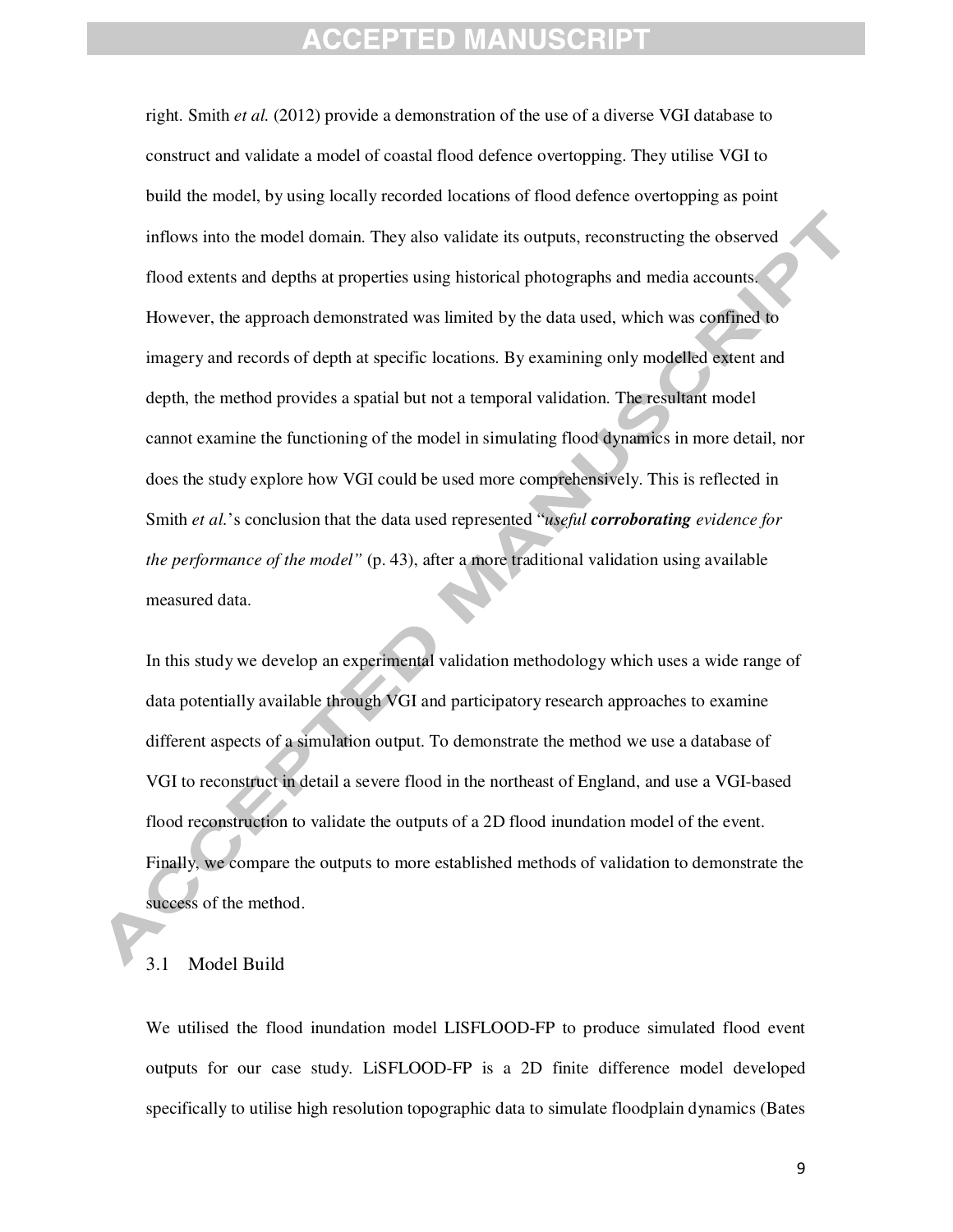right. Smith *et al.* (2012) provide a demonstration of the use of a diverse VGI database to construct and validate a model of coastal flood defence overtopping. They utilise VGI to build the model, by using locally recorded locations of flood defence overtopping as point inflows into the model domain. They also validate its outputs, reconstructing the observed flood extents and depths at properties using historical photographs and media accounts. However, the approach demonstrated was limited by the data used, which was confined to imagery and records of depth at specific locations. By examining only modelled extent and depth, the method provides a spatial but not a temporal validation. The resultant model cannot examine the functioning of the model in simulating flood dynamics in more detail, nor does the study explore how VGI could be used more comprehensively. This is reflected in Smith *et al.*'s conclusion that the data used represented "*useful **corroborating** evidence for the performance of the model"* (p. 43), after a more traditional validation using available measured data.

In this study we develop an experimental validation methodology which uses a wide range of data potentially available through VGI and participatory research approaches to examine different aspects of a simulation output. To demonstrate the method we use a database of VGI to reconstruct in detail a severe flood in the northeast of England, and use a VGI-based flood reconstruction to validate the outputs of a 2D flood inundation model of the event. Finally, we compare the outputs to more established methods of validation to demonstrate the success of the method.

### 3.1 Model Build

We utilised the flood inundation model LISFLOOD-FP to produce simulated flood event outputs for our case study. LiSFLOOD-FP is a 2D finite difference model developed specifically to utilise high resolution topographic data to simulate floodplain dynamics (Bates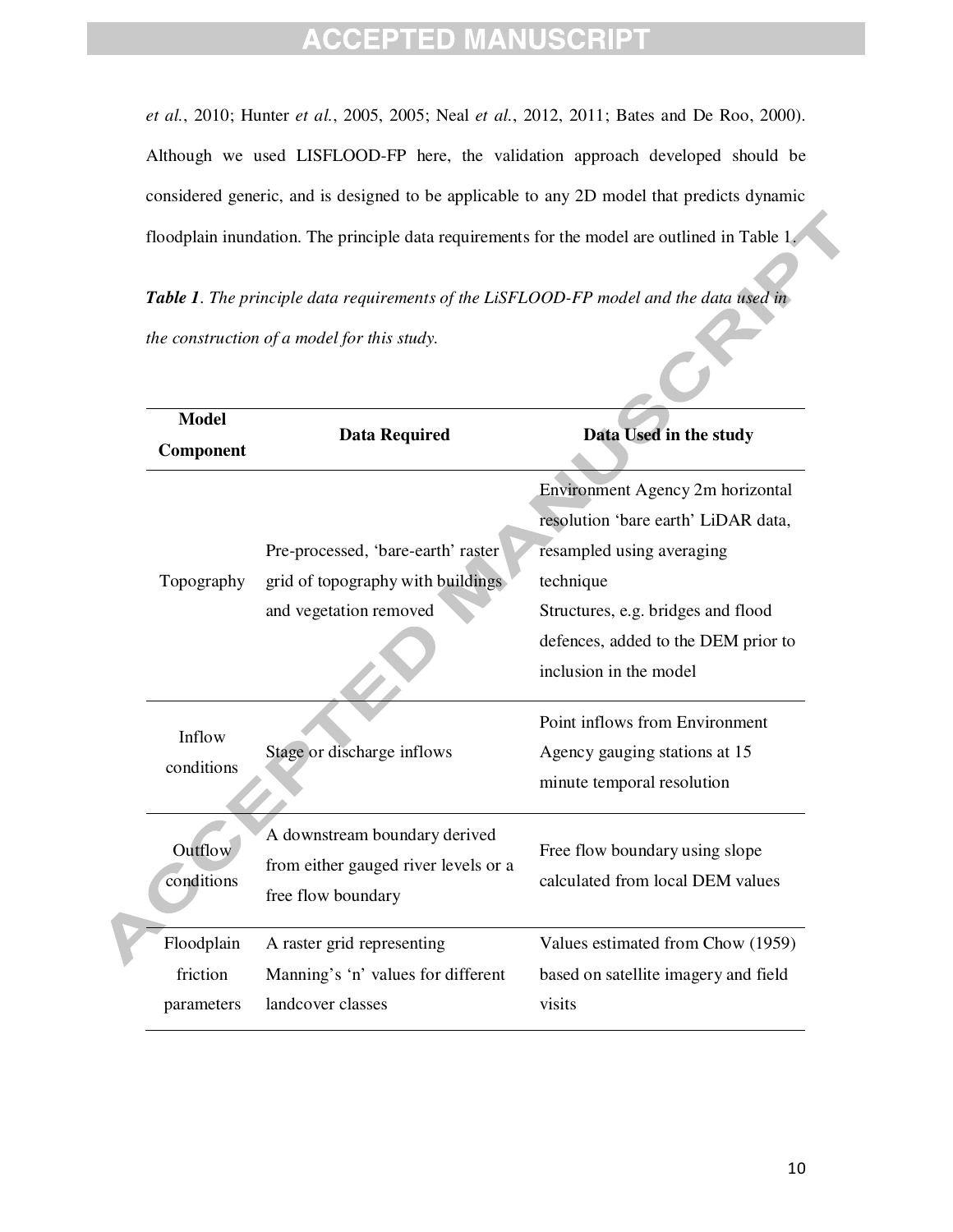*et al.*, 2010; Hunter *et al.*, 2005, 2005; Neal *et al.*, 2012, 2011; Bates and De Roo, 2000). Although we used LISFLOOD-FP here, the validation approach developed should be considered generic, and is designed to be applicable to any 2D model that predicts dynamic floodplain inundation. The principle data requirements for the model are outlined in Table 1.

***Table 1**. The principle data requirements of the LiSFLOOD-FP model and the data used in the construction of a model for this study.*

| Model Component | Data Required | Data Used in the study |
|---|---|---|
| Topography | Pre-processed, 'bare-earth' raster grid of topography with buildings and vegetation removed | Environment Agency 2m horizontal resolution 'bare earth' LiDAR data, resampled using averaging technique<br>Structures, e.g. bridges and flood defences, added to the DEM prior to inclusion in the model |
| Inflow conditions | Stage or discharge inflows | Point inflows from Environment Agency gauging stations at 15 minute temporal resolution |
| Outflow conditions | A downstream boundary derived from either gauged river levels or a free flow boundary | Free flow boundary using slope calculated from local DEM values |
| Floodplain friction parameters | A raster grid representing Manning's 'n' values for different landcover classes | Values estimated from Chow (1959) based on satellite imagery and field visits |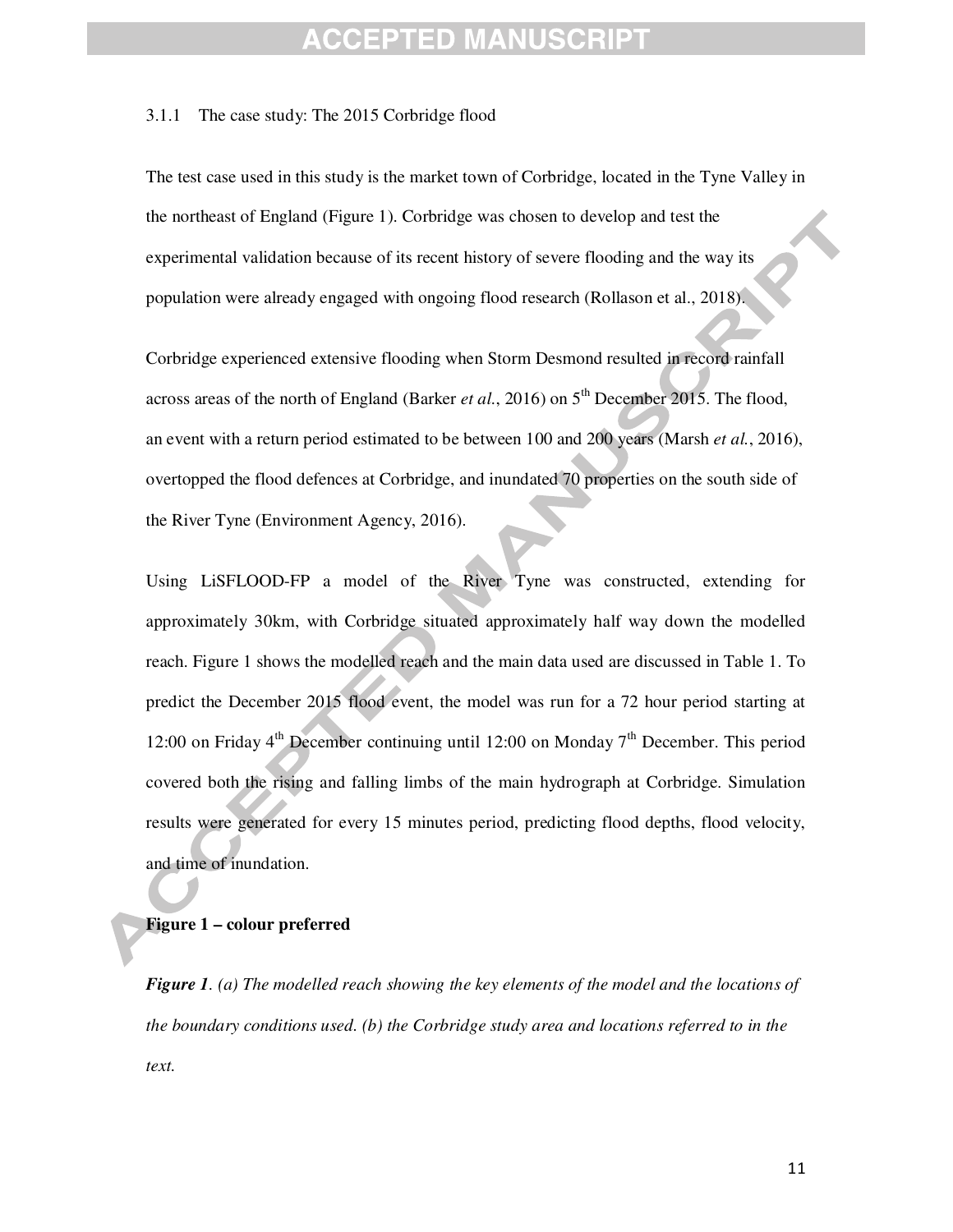### 3.1.1 The case study: The 2015 Corbridge flood

The test case used in this study is the market town of Corbridge, located in the Tyne Valley in the northeast of England (Figure 1). Corbridge was chosen to develop and test the experimental validation because of its recent history of severe flooding and the way its population were already engaged with ongoing flood research (Rollason et al., 2018).

Corbridge experienced extensive flooding when Storm Desmond resulted in record rainfall across areas of the north of England (Barker *et al.*, 2016) on 5th December 2015. The flood, an event with a return period estimated to be between 100 and 200 years (Marsh *et al.*, 2016), overtopped the flood defences at Corbridge, and inundated 70 properties on the south side of the River Tyne (Environment Agency, 2016).

Using LiSFLOOD-FP a model of the River Tyne was constructed, extending for approximately 30km, with Corbridge situated approximately half way down the modelled reach. Figure 1 shows the modelled reach and the main data used are discussed in Table 1. To predict the December 2015 flood event, the model was run for a 72 hour period starting at 12:00 on Friday 4th December continuing until 12:00 on Monday 7th December. This period covered both the rising and falling limbs of the main hydrograph at Corbridge. Simulation results were generated for every 15 minutes period, predicting flood depths, flood velocity, and time of inundation.

**Figure 1 – colour preferred**

***Figure 1**. (a) The modelled reach showing the key elements of the model and the locations of the boundary conditions used. (b) the Corbridge study area and locations referred to in the text.*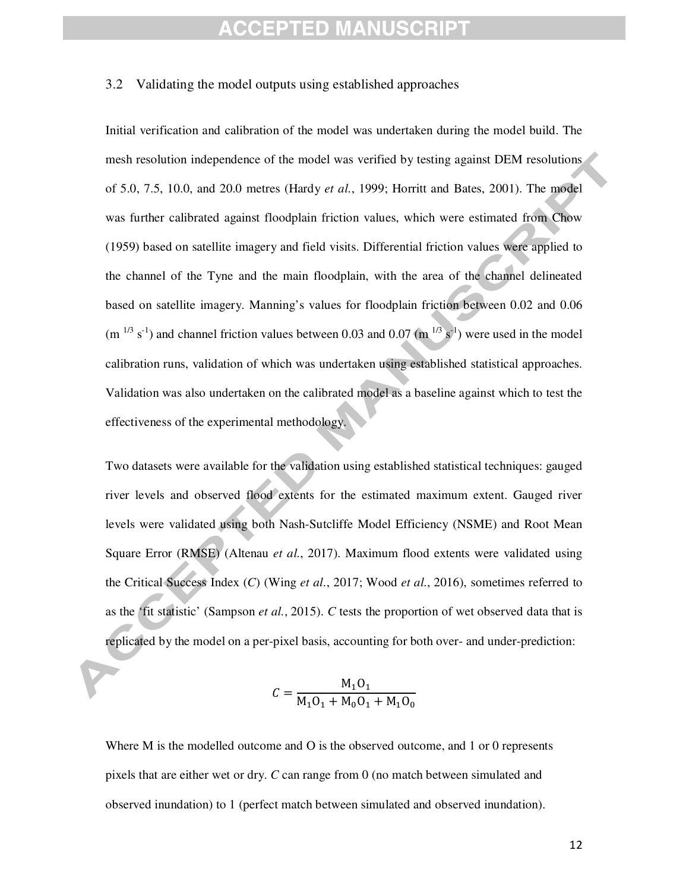## 3.2 Validating the model outputs using established approaches

Initial verification and calibration of the model was undertaken during the model build. The mesh resolution independence of the model was verified by testing against DEM resolutions of 5.0, 7.5, 10.0, and 20.0 metres (Hardy *et al.*, 1999; Horritt and Bates, 2001). The model was further calibrated against floodplain friction values, which were estimated from Chow (1959) based on satellite imagery and field visits. Differential friction values were applied to the channel of the Tyne and the main floodplain, with the area of the channel delineated based on satellite imagery. Manning's values for floodplain friction between 0.02 and 0.06 ($m^{1/3} s^{-1}$) and channel friction values between 0.03 and 0.07 ($m^{1/3} s^{-1}$) were used in the model calibration runs, validation of which was undertaken using established statistical approaches. Validation was also undertaken on the calibrated model as a baseline against which to test the effectiveness of the experimental methodology.

Two datasets were available for the validation using established statistical techniques: gauged river levels and observed flood extents for the estimated maximum extent. Gauged river levels were validated using both Nash-Sutcliffe Model Efficiency (NSME) and Root Mean Square Error (RMSE) (Altenau *et al.*, 2017). Maximum flood extents were validated using the Critical Success Index (*C*) (Wing *et al.*, 2017; Wood *et al.*, 2016), sometimes referred to as the 'fit statistic' (Sampson *et al.*, 2015). *C* tests the proportion of wet observed data that is replicated by the model on a per-pixel basis, accounting for both over- and under-prediction:

$$C = \frac{M_1 O_1}{M_1 O_1 + M_0 O_1 + M_1 O_0}$$

Where M is the modelled outcome and O is the observed outcome, and 1 or 0 represents pixels that are either wet or dry. *C* can range from 0 (no match between simulated and observed inundation) to 1 (perfect match between simulated and observed inundation).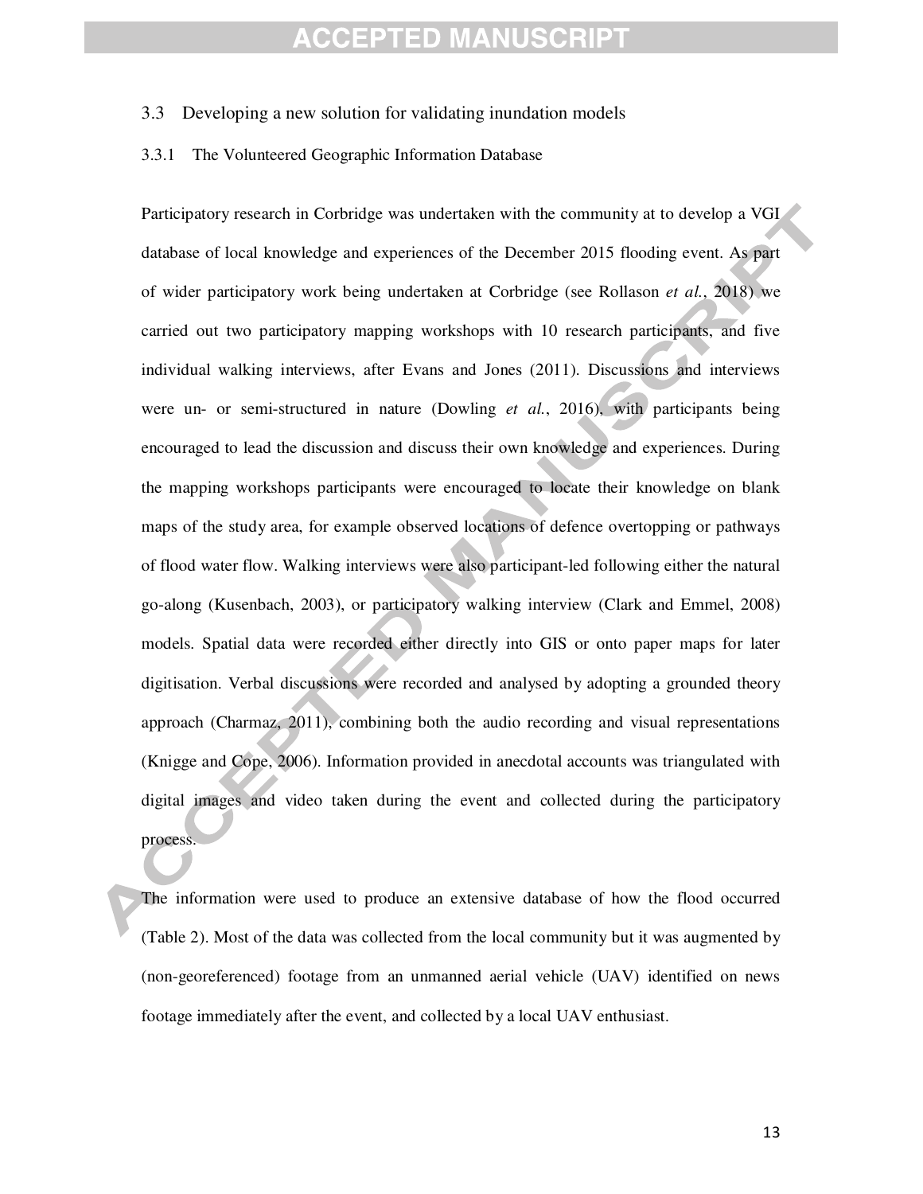## 3.3 Developing a new solution for validating inundation models

### 3.3.1 The Volunteered Geographic Information Database

Participatory research in Corbridge was undertaken with the community at to develop a VGI database of local knowledge and experiences of the December 2015 flooding event. As part of wider participatory work being undertaken at Corbridge (see Rollason *et al.*, 2018) we carried out two participatory mapping workshops with 10 research participants, and five individual walking interviews, after Evans and Jones (2011). Discussions and interviews were un- or semi-structured in nature (Dowling *et al.*, 2016), with participants being encouraged to lead the discussion and discuss their own knowledge and experiences. During the mapping workshops participants were encouraged to locate their knowledge on blank maps of the study area, for example observed locations of defence overtopping or pathways of flood water flow. Walking interviews were also participant-led following either the natural go-along (Kusenbach, 2003), or participatory walking interview (Clark and Emmel, 2008) models. Spatial data were recorded either directly into GIS or onto paper maps for later digitisation. Verbal discussions were recorded and analysed by adopting a grounded theory approach (Charmaz, 2011), combining both the audio recording and visual representations (Knigge and Cope, 2006). Information provided in anecdotal accounts was triangulated with digital images and video taken during the event and collected during the participatory process.

The information were used to produce an extensive database of how the flood occurred (Table 2). Most of the data was collected from the local community but it was augmented by (non-georeferenced) footage from an unmanned aerial vehicle (UAV) identified on news footage immediately after the event, and collected by a local UAV enthusiast.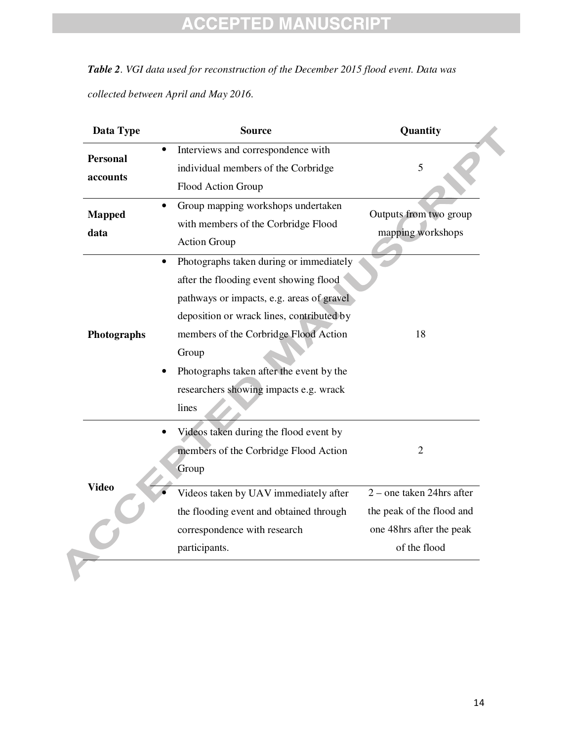***Table 2***. *VGI data used for reconstruction of the December 2015 flood event. Data was collected between April and May 2016.*

| Data Type | Source | Quantity |
|---|---|---|
| **Personal accounts** | • Interviews and correspondence with individual members of the Corbridge Flood Action Group | 5 |
| **Mapped data** | • Group mapping workshops undertaken with members of the Corbridge Flood Action Group | Outputs from two group mapping workshops |
| **Photographs** | • Photographs taken during or immediately after the flooding event showing flood pathways or impacts, e.g. areas of gravel deposition or wrack lines, contributed by members of the Corbridge Flood Action Group<br>• Photographs taken after the event by the researchers showing impacts e.g. wrack lines | 18 |
| **Video** | • Videos taken during the flood event by members of the Corbridge Flood Action Group | 2 |
| | • Videos taken by UAV immediately after the flooding event and obtained through correspondence with research participants. | 2 – one taken 24hrs after the peak of the flood and one 48hrs after the peak of the flood |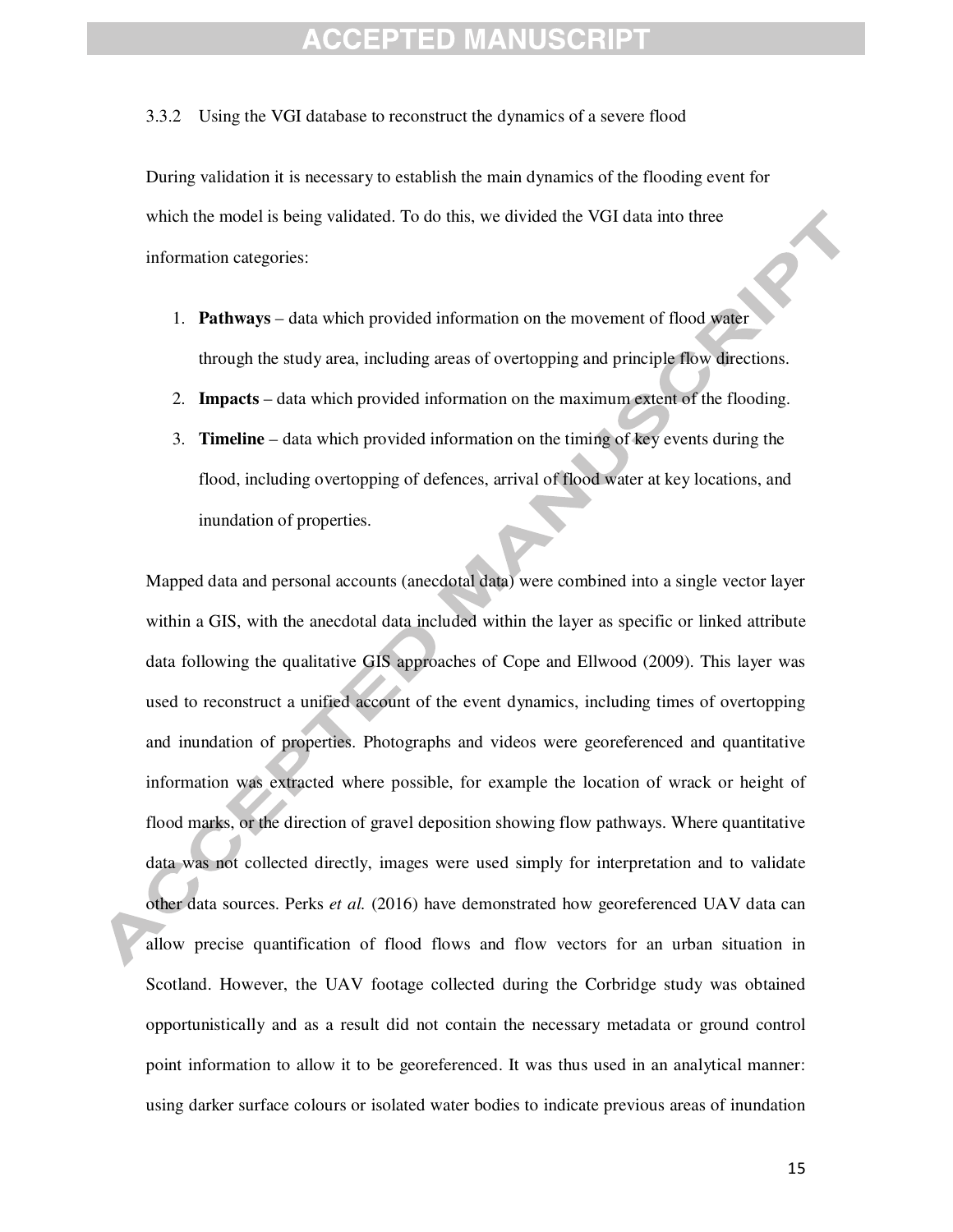### 3.3.2 Using the VGI database to reconstruct the dynamics of a severe flood

During validation it is necessary to establish the main dynamics of the flooding event for which the model is being validated. To do this, we divided the VGI data into three information categories:

1. **Pathways** – data which provided information on the movement of flood water through the study area, including areas of overtopping and principle flow directions.
2. **Impacts** – data which provided information on the maximum extent of the flooding.
3. **Timeline** – data which provided information on the timing of key events during the flood, including overtopping of defences, arrival of flood water at key locations, and inundation of properties.

Mapped data and personal accounts (anecdotal data) were combined into a single vector layer within a GIS, with the anecdotal data included within the layer as specific or linked attribute data following the qualitative GIS approaches of Cope and Ellwood (2009). This layer was used to reconstruct a unified account of the event dynamics, including times of overtopping and inundation of properties. Photographs and videos were georeferenced and quantitative information was extracted where possible, for example the location of wrack or height of flood marks, or the direction of gravel deposition showing flow pathways. Where quantitative data was not collected directly, images were used simply for interpretation and to validate other data sources. Perks *et al.* (2016) have demonstrated how georeferenced UAV data can allow precise quantification of flood flows and flow vectors for an urban situation in Scotland. However, the UAV footage collected during the Corbridge study was obtained opportunistically and as a result did not contain the necessary metadata or ground control point information to allow it to be georeferenced. It was thus used in an analytical manner: using darker surface colours or isolated water bodies to indicate previous areas of inundation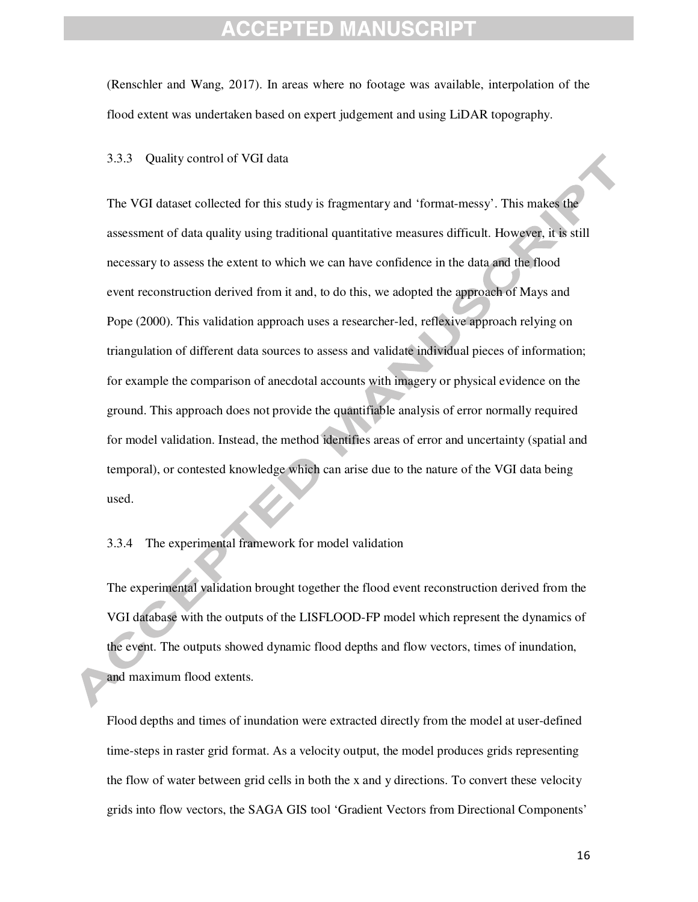(Renschler and Wang, 2017). In areas where no footage was available, interpolation of the flood extent was undertaken based on expert judgement and using LiDAR topography.

#### 3.3.3 Quality control of VGI data

The VGI dataset collected for this study is fragmentary and 'format-messy'. This makes the assessment of data quality using traditional quantitative measures difficult. However, it is still necessary to assess the extent to which we can have confidence in the data and the flood event reconstruction derived from it and, to do this, we adopted the approach of Mays and Pope (2000). This validation approach uses a researcher-led, reflexive approach relying on triangulation of different data sources to assess and validate individual pieces of information; for example the comparison of anecdotal accounts with imagery or physical evidence on the ground. This approach does not provide the quantifiable analysis of error normally required for model validation. Instead, the method identifies areas of error and uncertainty (spatial and temporal), or contested knowledge which can arise due to the nature of the VGI data being used.

#### 3.3.4 The experimental framework for model validation

The experimental validation brought together the flood event reconstruction derived from the VGI database with the outputs of the LISFLOOD-FP model which represent the dynamics of the event. The outputs showed dynamic flood depths and flow vectors, times of inundation, and maximum flood extents.

Flood depths and times of inundation were extracted directly from the model at user-defined time-steps in raster grid format. As a velocity output, the model produces grids representing the flow of water between grid cells in both the x and y directions. To convert these velocity grids into flow vectors, the SAGA GIS tool 'Gradient Vectors from Directional Components'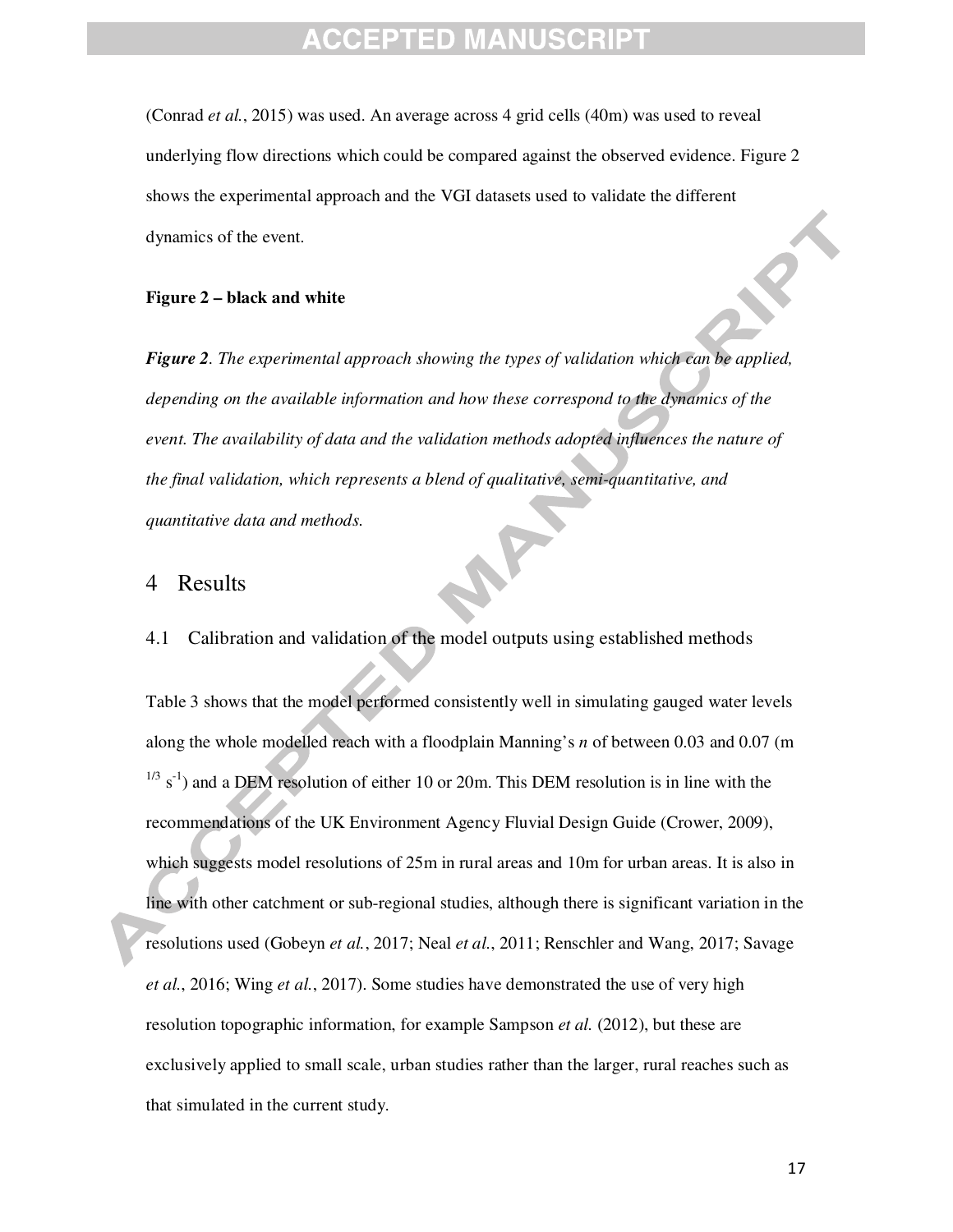(Conrad *et al.*, 2015) was used. An average across 4 grid cells (40m) was used to reveal underlying flow directions which could be compared against the observed evidence. Figure 2 shows the experimental approach and the VGI datasets used to validate the different dynamics of the event.

**Figure 2 – black and white**

***Figure 2****. The experimental approach showing the types of validation which can be applied, depending on the available information and how these correspond to the dynamics of the event. The availability of data and the validation methods adopted influences the nature of the final validation, which represents a blend of qualitative, semi-quantitative, and quantitative data and methods.*

# 4 Results

## 4.1 Calibration and validation of the model outputs using established methods

Table 3 shows that the model performed consistently well in simulating gauged water levels along the whole modelled reach with a floodplain Manning's *n* of between 0.03 and 0.07 (m $^{1/3}$ s$^{-1}$) and a DEM resolution of either 10 or 20m. This DEM resolution is in line with the recommendations of the UK Environment Agency Fluvial Design Guide (Crower, 2009), which suggests model resolutions of 25m in rural areas and 10m for urban areas. It is also in line with other catchment or sub-regional studies, although there is significant variation in the resolutions used (Gobeyn *et al.*, 2017; Neal *et al.*, 2011; Renschler and Wang, 2017; Savage *et al.*, 2016; Wing *et al.*, 2017). Some studies have demonstrated the use of very high resolution topographic information, for example Sampson *et al.* (2012), but these are exclusively applied to small scale, urban studies rather than the larger, rural reaches such as that simulated in the current study.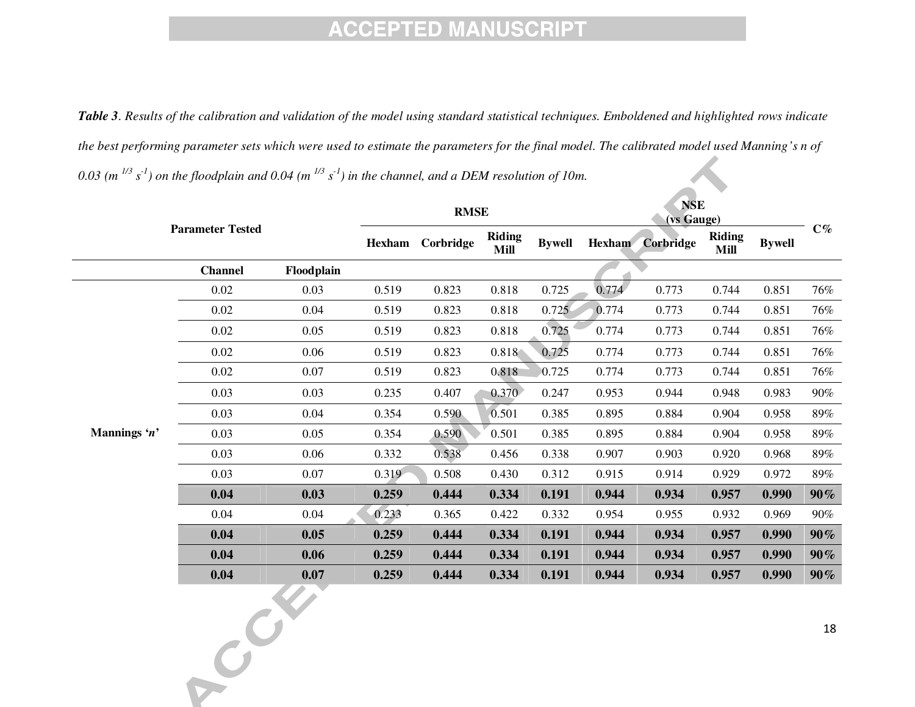***Table 3**. Results of the calibration and validation of the model using standard statistical techniques. Emboldened and highlighted rows indicate the best performing parameter sets which were used to estimate the parameters for the final model. The calibrated model used Manning's n of 0.03 (m $^{1/3}$ s$^{-1}$) on the floodplain and 0.04 (m $^{1/3}$ s$^{-1}$) in the channel, and a DEM resolution of 10m.*

| Parameter Tested | | | RMSE | | | | NSE (vs Gauge) | | | | C% |
|---|---|---|---|---|---|---|---|---|---|---|---|
| | | | Hexham | Corbridge | Riding Mill | Bywell | Hexham | Corbridge | Riding Mill | Bywell | |
| | **Channel** | **Floodplain** | | | | | | | | | |
| **Mannings '*n*'** | 0.02 | 0.03 | 0.519 | 0.823 | 0.818 | 0.725 | 0.774 | 0.773 | 0.744 | 0.851 | 76% |
| | 0.02 | 0.04 | 0.519 | 0.823 | 0.818 | 0.725 | 0.774 | 0.773 | 0.744 | 0.851 | 76% |
| | 0.02 | 0.05 | 0.519 | 0.823 | 0.818 | 0.725 | 0.774 | 0.773 | 0.744 | 0.851 | 76% |
| | 0.02 | 0.06 | 0.519 | 0.823 | 0.818 | 0.725 | 0.774 | 0.773 | 0.744 | 0.851 | 76% |
| | 0.02 | 0.07 | 0.519 | 0.823 | 0.818 | 0.725 | 0.774 | 0.773 | 0.744 | 0.851 | 76% |
| | 0.03 | 0.03 | 0.235 | 0.407 | 0.370 | 0.247 | 0.953 | 0.944 | 0.948 | 0.983 | 90% |
| | 0.03 | 0.04 | 0.354 | 0.590 | 0.501 | 0.385 | 0.895 | 0.884 | 0.904 | 0.958 | 89% |
| | 0.03 | 0.05 | 0.354 | 0.590 | 0.501 | 0.385 | 0.895 | 0.884 | 0.904 | 0.958 | 89% |
| | 0.03 | 0.06 | 0.332 | 0.538 | 0.456 | 0.338 | 0.907 | 0.903 | 0.920 | 0.968 | 89% |
| | 0.03 | 0.07 | 0.319 | 0.508 | 0.430 | 0.312 | 0.915 | 0.914 | 0.929 | 0.972 | 89% |
| | **0.04** | **0.03** | **0.259** | **0.444** | **0.334** | **0.191** | **0.944** | **0.934** | **0.957** | **0.990** | **90%** |
| | 0.04 | 0.04 | 0.233 | 0.365 | 0.422 | 0.332 | 0.954 | 0.955 | 0.932 | 0.969 | 90% |
| | **0.04** | **0.05** | **0.259** | **0.444** | **0.334** | **0.191** | **0.944** | **0.934** | **0.957** | **0.990** | **90%** |
| | **0.04** | **0.06** | **0.259** | **0.444** | **0.334** | **0.191** | **0.944** | **0.934** | **0.957** | **0.990** | **90%** |
| | **0.04** | **0.07** | **0.259** | **0.444** | **0.334** | **0.191** | **0.944** | **0.934** | **0.957** | **0.990** | **90%** |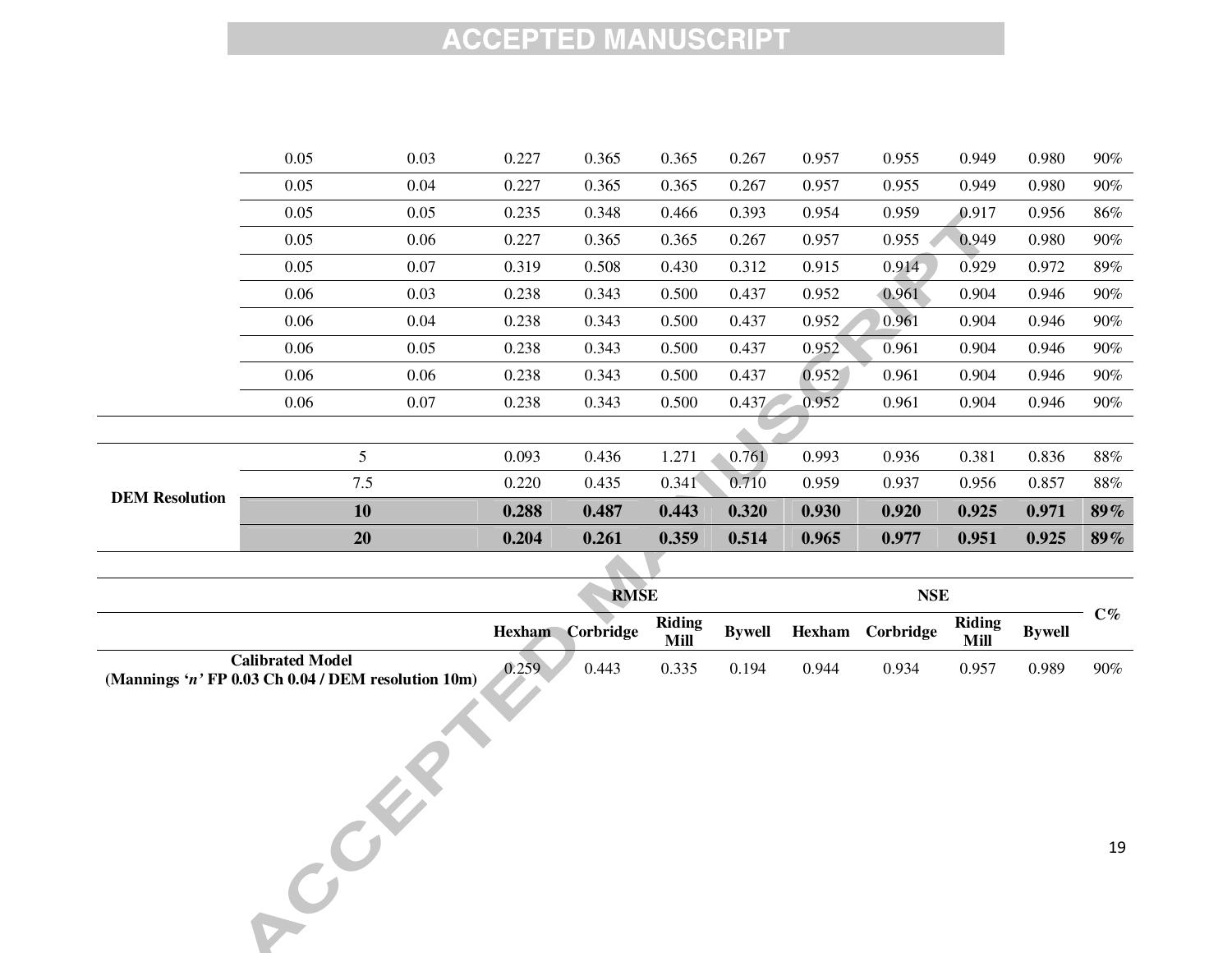| | | | | | | | | | | | |
|---|---|---|---|---|---|---|---|---|---|---|---|
| | 0.05 | 0.03 | 0.227 | 0.365 | 0.365 | 0.267 | 0.957 | 0.955 | 0.949 | 0.980 | 90% |
| | 0.05 | 0.04 | 0.227 | 0.365 | 0.365 | 0.267 | 0.957 | 0.955 | 0.949 | 0.980 | 90% |
| | 0.05 | 0.05 | 0.235 | 0.348 | 0.466 | 0.393 | 0.954 | 0.959 | 0.917 | 0.956 | 86% |
| | 0.05 | 0.06 | 0.227 | 0.365 | 0.365 | 0.267 | 0.957 | 0.955 | 0.949 | 0.980 | 90% |
| | 0.05 | 0.07 | 0.319 | 0.508 | 0.430 | 0.312 | 0.915 | 0.914 | 0.929 | 0.972 | 89% |
| | 0.06 | 0.03 | 0.238 | 0.343 | 0.500 | 0.437 | 0.952 | 0.961 | 0.904 | 0.946 | 90% |
| | 0.06 | 0.04 | 0.238 | 0.343 | 0.500 | 0.437 | 0.952 | 0.961 | 0.904 | 0.946 | 90% |
| | 0.06 | 0.05 | 0.238 | 0.343 | 0.500 | 0.437 | 0.952 | 0.961 | 0.904 | 0.946 | 90% |
| | 0.06 | 0.06 | 0.238 | 0.343 | 0.500 | 0.437 | 0.952 | 0.961 | 0.904 | 0.946 | 90% |
| | 0.06 | 0.07 | 0.238 | 0.343 | 0.500 | 0.437 | 0.952 | 0.961 | 0.904 | 0.946 | 90% |

| | | | | | | | | | | |
|---|---|---|---|---|---|---|---|---|---|---|
| **DEM Resolution** | 5 | 0.093 | 0.436 | 1.271 | 0.761 | 0.993 | 0.936 | 0.381 | 0.836 | 88% |
| | 7.5 | 0.220 | 0.435 | 0.341 | 0.710 | 0.959 | 0.937 | 0.956 | 0.857 | 88% |
| | **10** | **0.288** | **0.487** | **0.443** | **0.320** | **0.930** | **0.920** | **0.925** | **0.971** | **89%** |
| | **20** | **0.204** | **0.261** | **0.359** | **0.514** | **0.965** | **0.977** | **0.951** | **0.925** | **89%** |

| | **RMSE** | | | | **NSE** | | | | **C%** |
|---|---|---|---|---|---|---|---|---|---|
| | **Hexham** | **Corbridge** | **Riding Mill** | **Bywell** | **Hexham** | **Corbridge** | **Riding Mill** | **Bywell** | |
| **Calibrated Model (Mannings '*n*' FP 0.03 Ch 0.04 / DEM resolution 10m)** | 0.259 | 0.443 | 0.335 | 0.194 | 0.944 | 0.934 | 0.957 | 0.989 | 90% |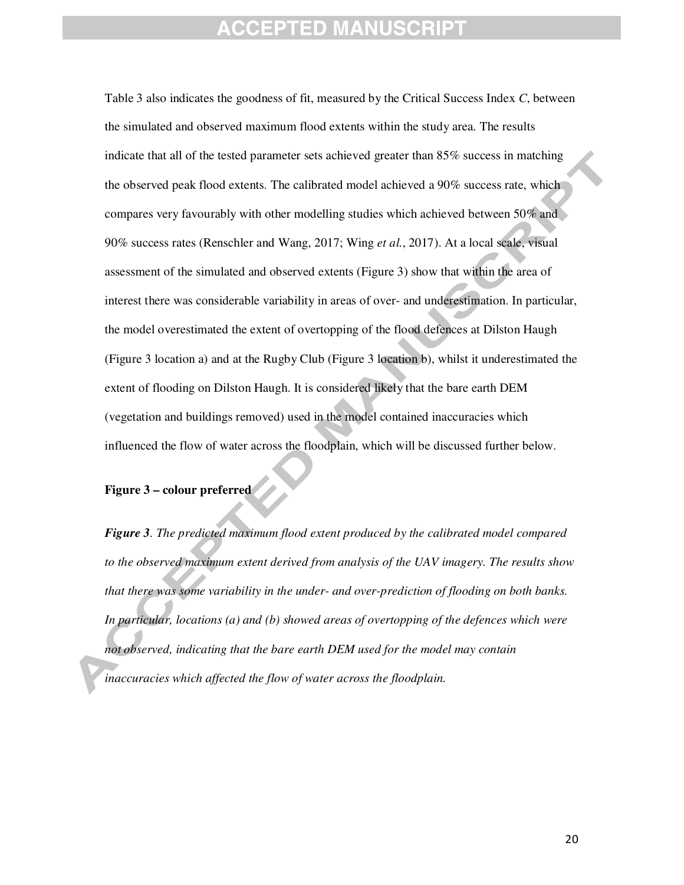Table 3 also indicates the goodness of fit, measured by the Critical Success Index *C*, between the simulated and observed maximum flood extents within the study area. The results indicate that all of the tested parameter sets achieved greater than 85% success in matching the observed peak flood extents. The calibrated model achieved a 90% success rate, which compares very favourably with other modelling studies which achieved between 50% and 90% success rates (Renschler and Wang, 2017; Wing *et al.*, 2017). At a local scale, visual assessment of the simulated and observed extents (Figure 3) show that within the area of interest there was considerable variability in areas of over- and underestimation. In particular, the model overestimated the extent of overtopping of the flood defences at Dilston Haugh (Figure 3 location a) and at the Rugby Club (Figure 3 location b), whilst it underestimated the extent of flooding on Dilston Haugh. It is considered likely that the bare earth DEM (vegetation and buildings removed) used in the model contained inaccuracies which influenced the flow of water across the floodplain, which will be discussed further below.

**Figure 3 – colour preferred**

***Figure 3***. *The predicted maximum flood extent produced by the calibrated model compared to the observed maximum extent derived from analysis of the UAV imagery. The results show that there was some variability in the under- and over-prediction of flooding on both banks. In particular, locations (a) and (b) showed areas of overtopping of the defences which were not observed, indicating that the bare earth DEM used for the model may contain inaccuracies which affected the flow of water across the floodplain.*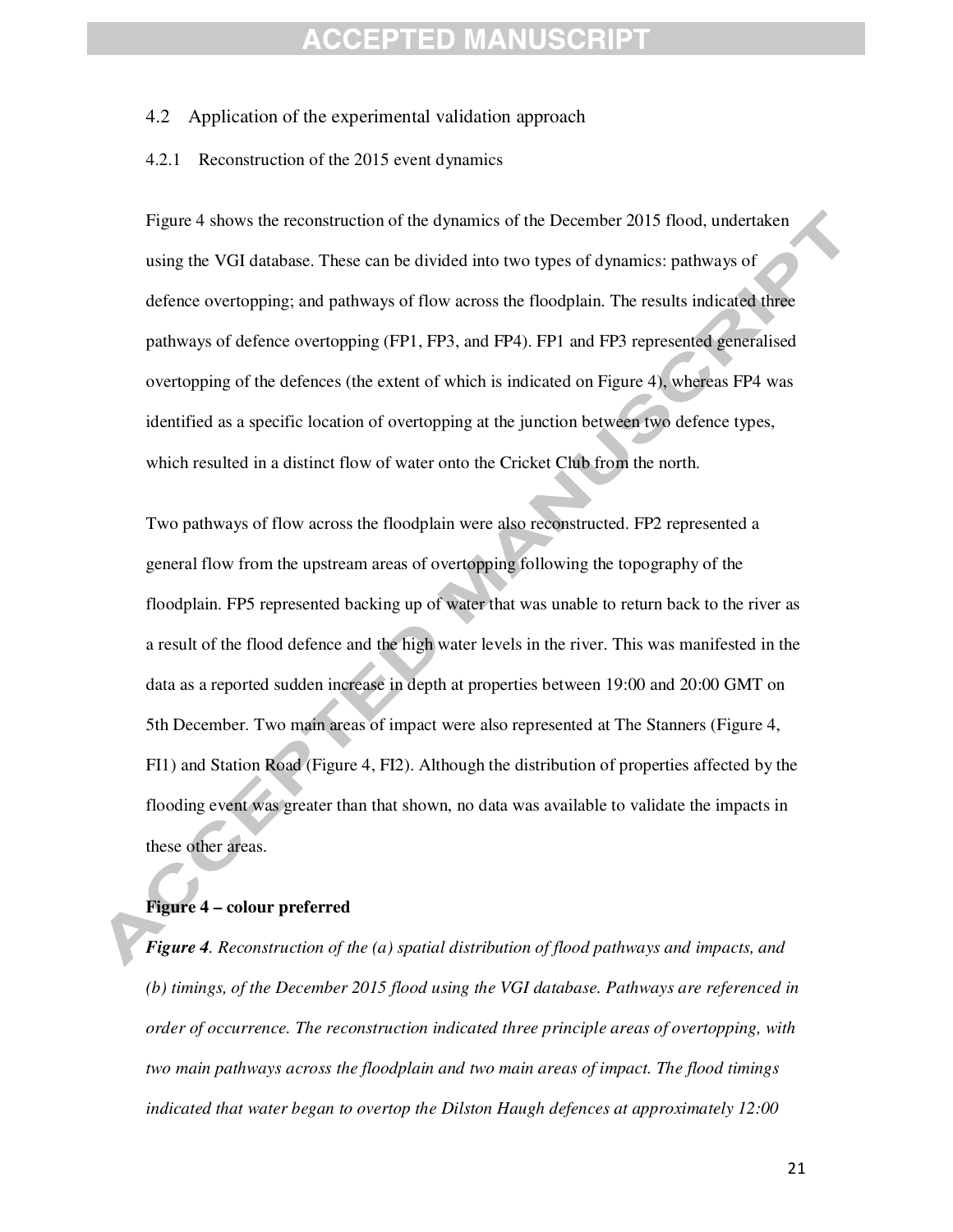## 4.2 Application of the experimental validation approach

### 4.2.1 Reconstruction of the 2015 event dynamics

Figure 4 shows the reconstruction of the dynamics of the December 2015 flood, undertaken using the VGI database. These can be divided into two types of dynamics: pathways of defence overtopping; and pathways of flow across the floodplain. The results indicated three pathways of defence overtopping (FP1, FP3, and FP4). FP1 and FP3 represented generalised overtopping of the defences (the extent of which is indicated on Figure 4), whereas FP4 was identified as a specific location of overtopping at the junction between two defence types, which resulted in a distinct flow of water onto the Cricket Club from the north.

Two pathways of flow across the floodplain were also reconstructed. FP2 represented a general flow from the upstream areas of overtopping following the topography of the floodplain. FP5 represented backing up of water that was unable to return back to the river as a result of the flood defence and the high water levels in the river. This was manifested in the data as a reported sudden increase in depth at properties between 19:00 and 20:00 GMT on 5th December. Two main areas of impact were also represented at The Stanners (Figure 4, FI1) and Station Road (Figure 4, FI2). Although the distribution of properties affected by the flooding event was greater than that shown, no data was available to validate the impacts in these other areas.

**Figure 4 – colour preferred**

***Figure 4**. Reconstruction of the (a) spatial distribution of flood pathways and impacts, and (b) timings, of the December 2015 flood using the VGI database. Pathways are referenced in order of occurrence. The reconstruction indicated three principle areas of overtopping, with two main pathways across the floodplain and two main areas of impact. The flood timings indicated that water began to overtop the Dilston Haugh defences at approximately 12:00*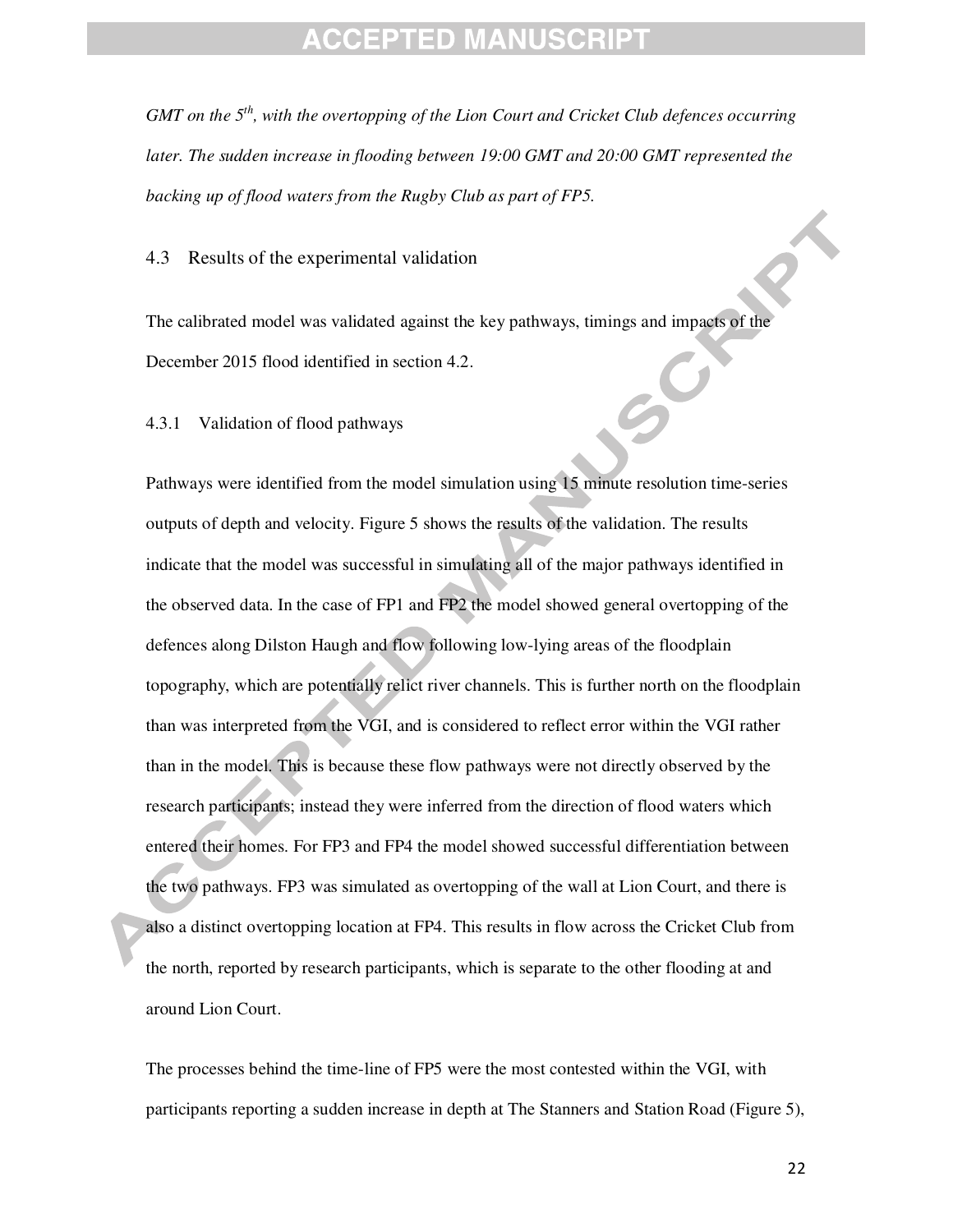*GMT on the 5th, with the overtopping of the Lion Court and Cricket Club defences occurring later. The sudden increase in flooding between 19:00 GMT and 20:00 GMT represented the backing up of flood waters from the Rugby Club as part of FP5.*

## 4.3 Results of the experimental validation

The calibrated model was validated against the key pathways, timings and impacts of the December 2015 flood identified in section 4.2.

### 4.3.1 Validation of flood pathways

Pathways were identified from the model simulation using 15 minute resolution time-series outputs of depth and velocity. Figure 5 shows the results of the validation. The results indicate that the model was successful in simulating all of the major pathways identified in the observed data. In the case of FP1 and FP2 the model showed general overtopping of the defences along Dilston Haugh and flow following low-lying areas of the floodplain topography, which are potentially relict river channels. This is further north on the floodplain than was interpreted from the VGI, and is considered to reflect error within the VGI rather than in the model. This is because these flow pathways were not directly observed by the research participants; instead they were inferred from the direction of flood waters which entered their homes. For FP3 and FP4 the model showed successful differentiation between the two pathways. FP3 was simulated as overtopping of the wall at Lion Court, and there is also a distinct overtopping location at FP4. This results in flow across the Cricket Club from the north, reported by research participants, which is separate to the other flooding at and around Lion Court.

The processes behind the time-line of FP5 were the most contested within the VGI, with participants reporting a sudden increase in depth at The Stanners and Station Road (Figure 5),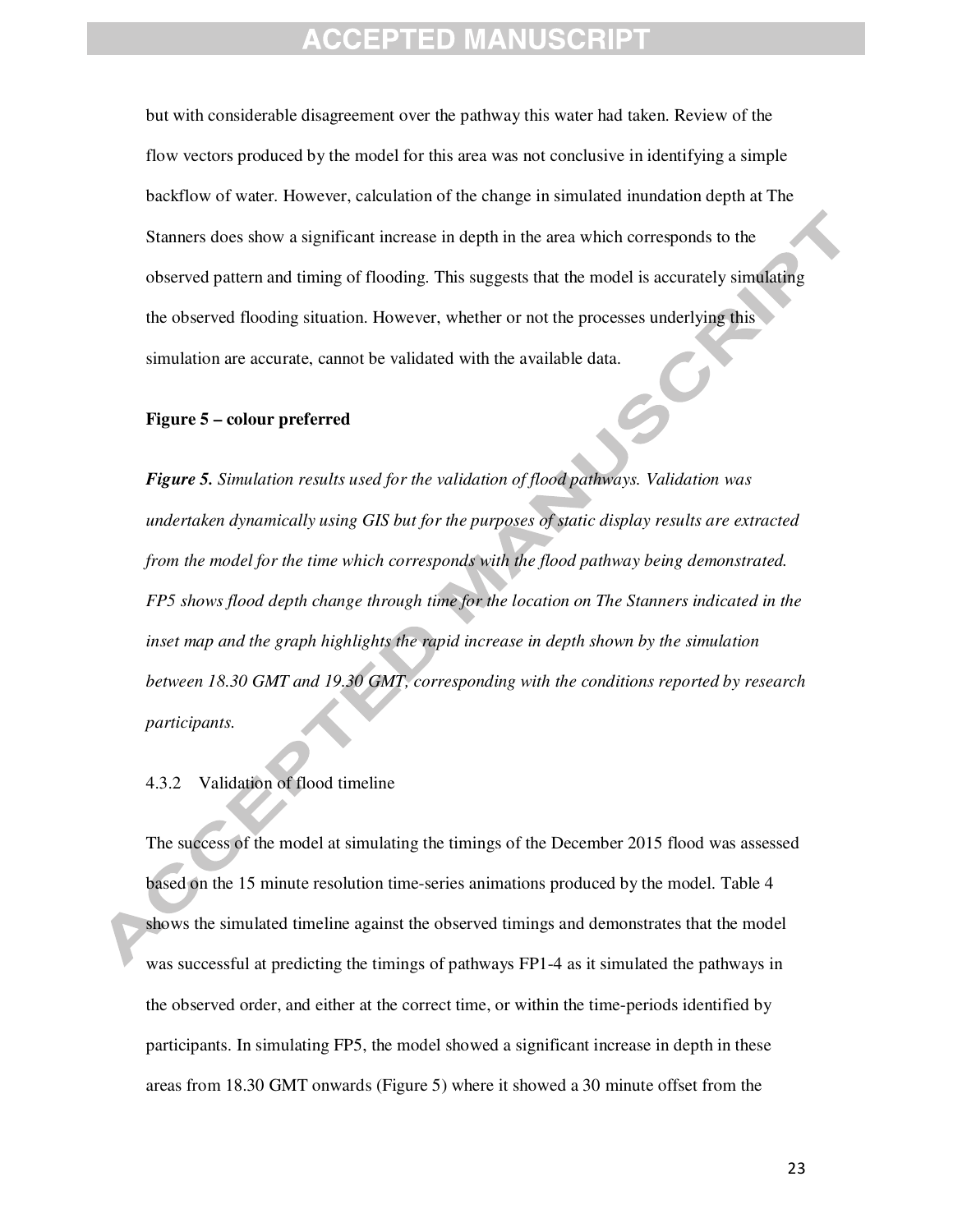but with considerable disagreement over the pathway this water had taken. Review of the flow vectors produced by the model for this area was not conclusive in identifying a simple backflow of water. However, calculation of the change in simulated inundation depth at The Stanners does show a significant increase in depth in the area which corresponds to the observed pattern and timing of flooding. This suggests that the model is accurately simulating the observed flooding situation. However, whether or not the processes underlying this simulation are accurate, cannot be validated with the available data.

**Figure 5 – colour preferred**

***Figure 5.*** *Simulation results used for the validation of flood pathways. Validation was undertaken dynamically using GIS but for the purposes of static display results are extracted from the model for the time which corresponds with the flood pathway being demonstrated. FP5 shows flood depth change through time for the location on The Stanners indicated in the inset map and the graph highlights the rapid increase in depth shown by the simulation between 18.30 GMT and 19.30 GMT, corresponding with the conditions reported by research participants.*

#### 4.3.2 Validation of flood timeline

The success of the model at simulating the timings of the December 2015 flood was assessed based on the 15 minute resolution time-series animations produced by the model. Table 4 shows the simulated timeline against the observed timings and demonstrates that the model was successful at predicting the timings of pathways FP1-4 as it simulated the pathways in the observed order, and either at the correct time, or within the time-periods identified by participants. In simulating FP5, the model showed a significant increase in depth in these areas from 18.30 GMT onwards (Figure 5) where it showed a 30 minute offset from the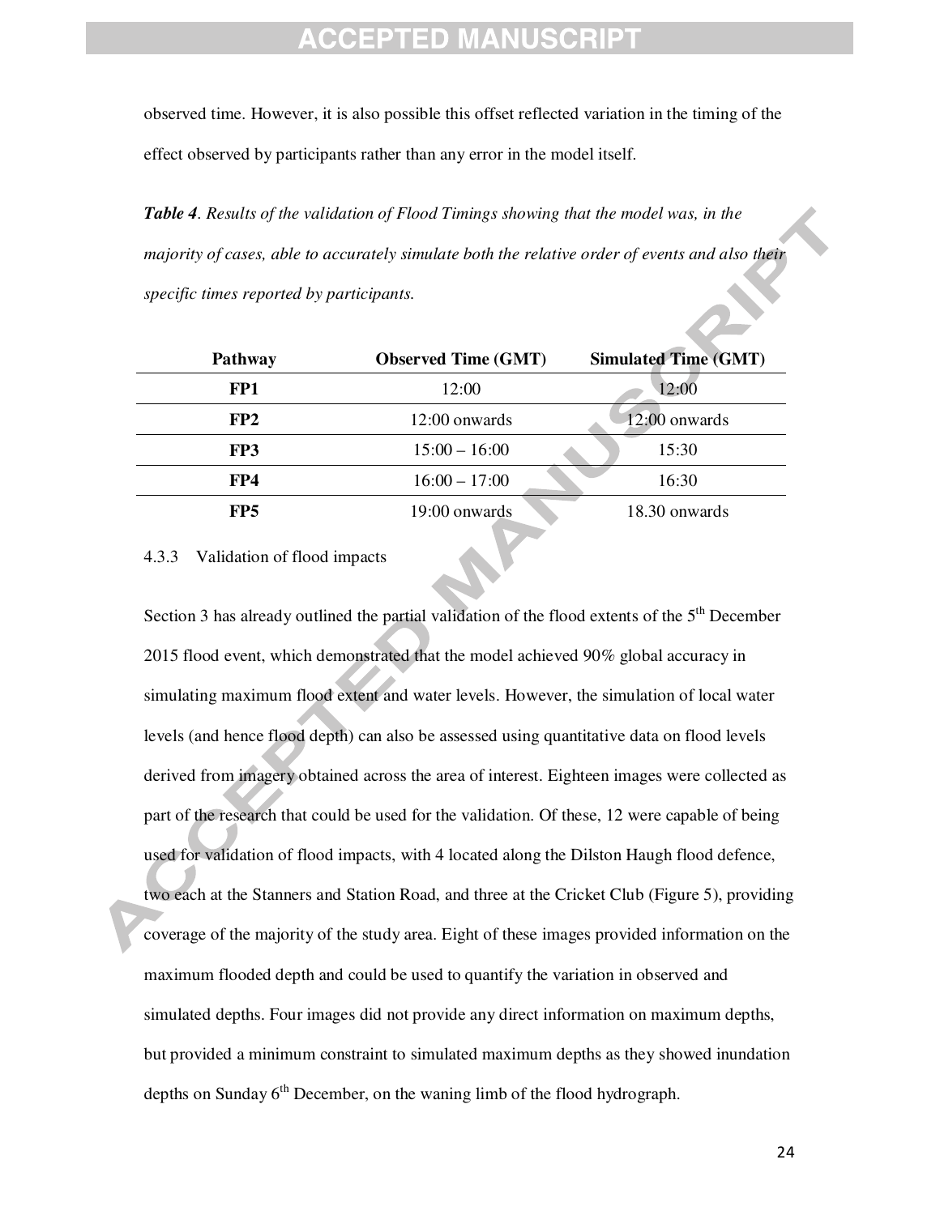observed time. However, it is also possible this offset reflected variation in the timing of the effect observed by participants rather than any error in the model itself.

***Table 4****. Results of the validation of Flood Timings showing that the model was, in the majority of cases, able to accurately simulate both the relative order of events and also their specific times reported by participants.*

| Pathway | Observed Time (GMT) | Simulated Time (GMT) |
|---|---|---|
| **FP1** | 12:00 | 12:00 |
| **FP2** | 12:00 onwards | 12:00 onwards |
| **FP3** | 15:00 – 16:00 | 15:30 |
| **FP4** | 16:00 – 17:00 | 16:30 |
| **FP5** | 19:00 onwards | 18.30 onwards |

#### 4.3.3 Validation of flood impacts

Section 3 has already outlined the partial validation of the flood extents of the 5th December 2015 flood event, which demonstrated that the model achieved 90% global accuracy in simulating maximum flood extent and water levels. However, the simulation of local water levels (and hence flood depth) can also be assessed using quantitative data on flood levels derived from imagery obtained across the area of interest. Eighteen images were collected as part of the research that could be used for the validation. Of these, 12 were capable of being used for validation of flood impacts, with 4 located along the Dilston Haugh flood defence, two each at the Stanners and Station Road, and three at the Cricket Club (Figure 5), providing coverage of the majority of the study area. Eight of these images provided information on the maximum flooded depth and could be used to quantify the variation in observed and simulated depths. Four images did not provide any direct information on maximum depths, but provided a minimum constraint to simulated maximum depths as they showed inundation depths on Sunday 6th December, on the waning limb of the flood hydrograph.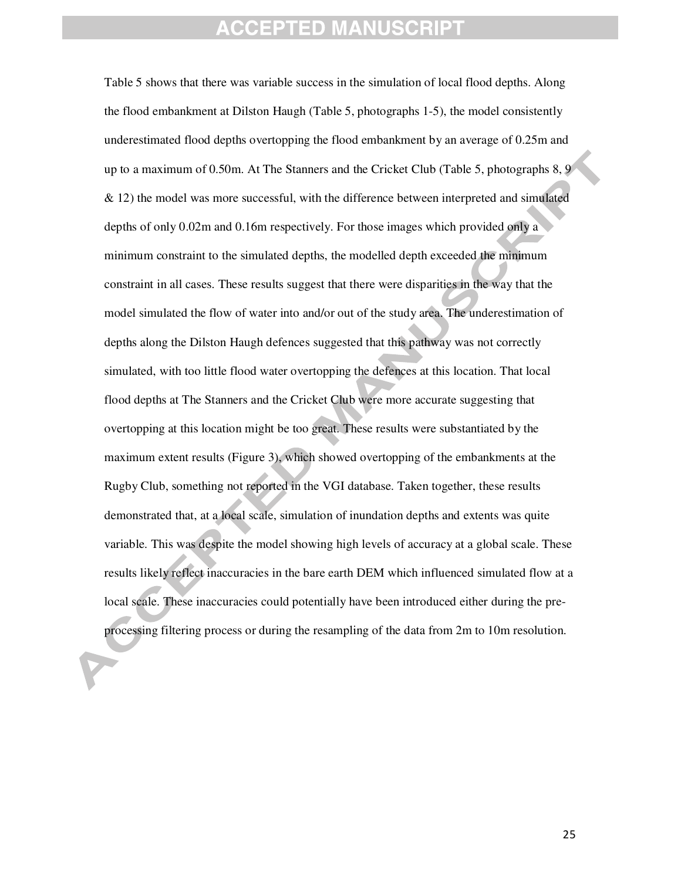Table 5 shows that there was variable success in the simulation of local flood depths. Along the flood embankment at Dilston Haugh (Table 5, photographs 1-5), the model consistently underestimated flood depths overtopping the flood embankment by an average of 0.25m and up to a maximum of 0.50m. At The Stanners and the Cricket Club (Table 5, photographs 8, 9 & 12) the model was more successful, with the difference between interpreted and simulated depths of only 0.02m and 0.16m respectively. For those images which provided only a minimum constraint to the simulated depths, the modelled depth exceeded the minimum constraint in all cases. These results suggest that there were disparities in the way that the model simulated the flow of water into and/or out of the study area. The underestimation of depths along the Dilston Haugh defences suggested that this pathway was not correctly simulated, with too little flood water overtopping the defences at this location. That local flood depths at The Stanners and the Cricket Club were more accurate suggesting that overtopping at this location might be too great. These results were substantiated by the maximum extent results (Figure 3), which showed overtopping of the embankments at the Rugby Club, something not reported in the VGI database. Taken together, these results demonstrated that, at a local scale, simulation of inundation depths and extents was quite variable. This was despite the model showing high levels of accuracy at a global scale. These results likely reflect inaccuracies in the bare earth DEM which influenced simulated flow at a local scale. These inaccuracies could potentially have been introduced either during the pre-processing filtering process or during the resampling of the data from 2m to 10m resolution.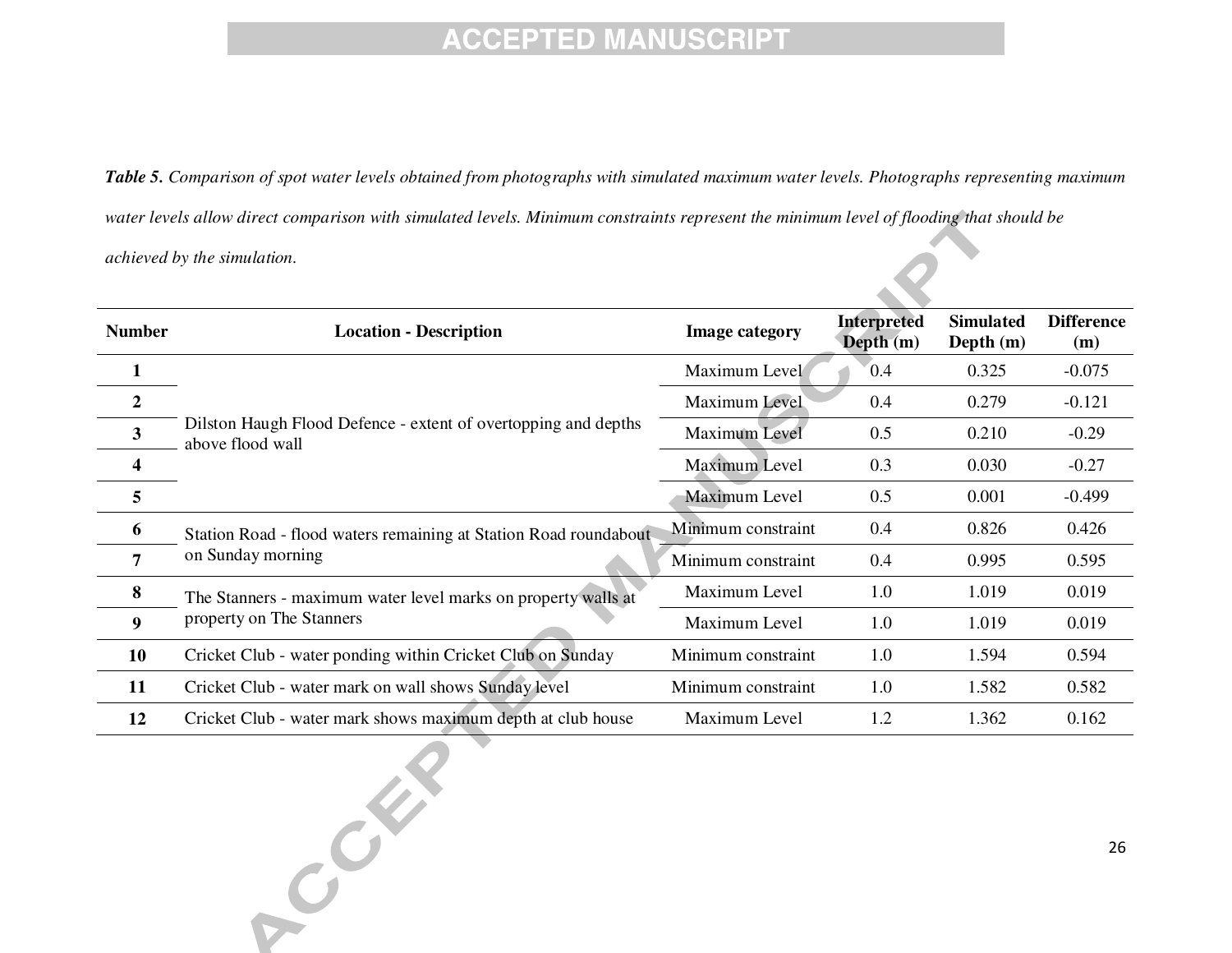***Table 5.*** *Comparison of spot water levels obtained from photographs with simulated maximum water levels. Photographs representing maximum water levels allow direct comparison with simulated levels. Minimum constraints represent the minimum level of flooding that should be achieved by the simulation.*

| Number | Location - Description | Image category | Interpreted Depth (m) | Simulated Depth (m) | Difference (m) |
|---|---|---|---|---|---|
| 1 | Dilston Haugh Flood Defence - extent of overtopping and depths above flood wall | Maximum Level | 0.4 | 0.325 | -0.075 |
| 2 | | Maximum Level | 0.4 | 0.279 | -0.121 |
| 3 | | Maximum Level | 0.5 | 0.210 | -0.29 |
| 4 | | Maximum Level | 0.3 | 0.030 | -0.27 |
| 5 | | Maximum Level | 0.5 | 0.001 | -0.499 |
| 6 | Station Road - flood waters remaining at Station Road roundabout on Sunday morning | Minimum constraint | 0.4 | 0.826 | 0.426 |
| 7 | | Minimum constraint | 0.4 | 0.995 | 0.595 |
| 8 | The Stanners - maximum water level marks on property walls at property on The Stanners | Maximum Level | 1.0 | 1.019 | 0.019 |
| 9 | | Maximum Level | 1.0 | 1.019 | 0.019 |
| 10 | Cricket Club - water ponding within Cricket Club on Sunday | Minimum constraint | 1.0 | 1.594 | 0.594 |
| 11 | Cricket Club - water mark on wall shows Sunday level | Minimum constraint | 1.0 | 1.582 | 0.582 |
| 12 | Cricket Club - water mark shows maximum depth at club house | Maximum Level | 1.2 | 1.362 | 0.162 |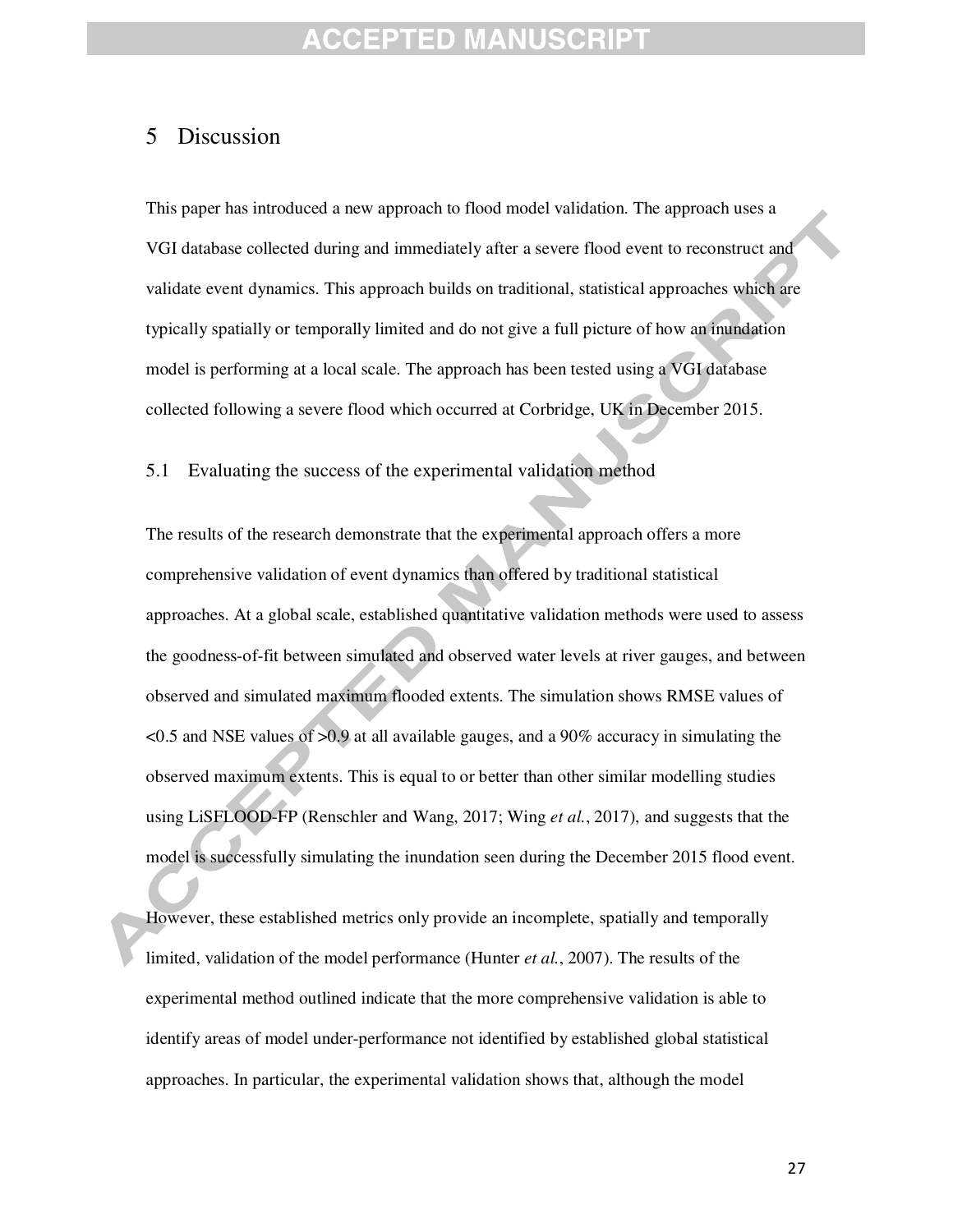# 5 Discussion

This paper has introduced a new approach to flood model validation. The approach uses a VGI database collected during and immediately after a severe flood event to reconstruct and validate event dynamics. This approach builds on traditional, statistical approaches which are typically spatially or temporally limited and do not give a full picture of how an inundation model is performing at a local scale. The approach has been tested using a VGI database collected following a severe flood which occurred at Corbridge, UK in December 2015.

## 5.1 Evaluating the success of the experimental validation method

The results of the research demonstrate that the experimental approach offers a more comprehensive validation of event dynamics than offered by traditional statistical approaches. At a global scale, established quantitative validation methods were used to assess the goodness-of-fit between simulated and observed water levels at river gauges, and between observed and simulated maximum flooded extents. The simulation shows RMSE values of <0.5 and NSE values of >0.9 at all available gauges, and a 90% accuracy in simulating the observed maximum extents. This is equal to or better than other similar modelling studies using LiSFLOOD-FP (Renschler and Wang, 2017; Wing *et al.*, 2017), and suggests that the model is successfully simulating the inundation seen during the December 2015 flood event.

However, these established metrics only provide an incomplete, spatially and temporally limited, validation of the model performance (Hunter *et al.*, 2007). The results of the experimental method outlined indicate that the more comprehensive validation is able to identify areas of model under-performance not identified by established global statistical approaches. In particular, the experimental validation shows that, although the model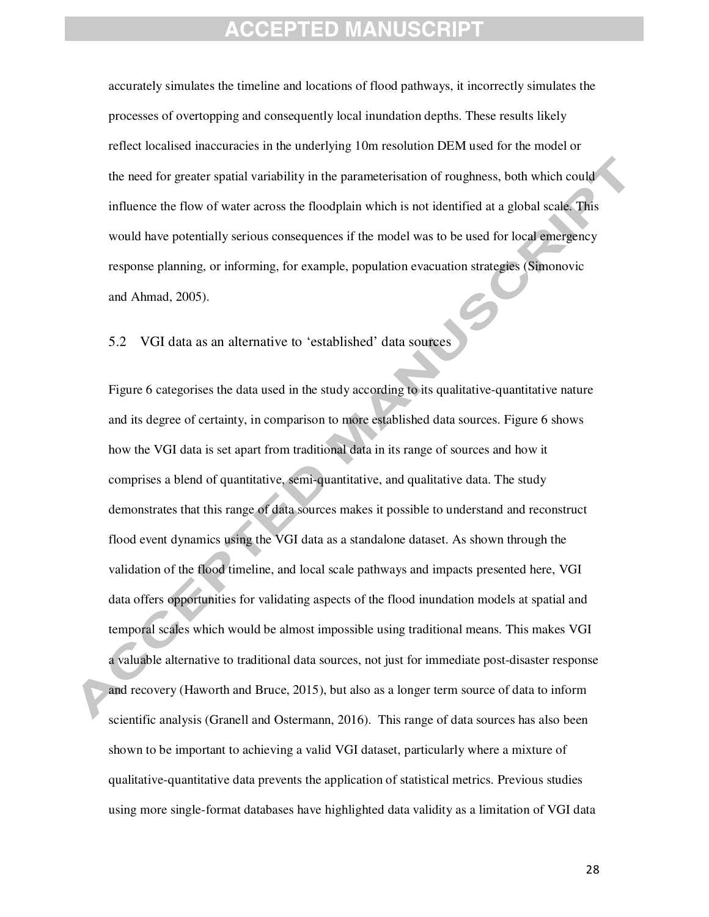accurately simulates the timeline and locations of flood pathways, it incorrectly simulates the processes of overtopping and consequently local inundation depths. These results likely reflect localised inaccuracies in the underlying 10m resolution DEM used for the model or the need for greater spatial variability in the parameterisation of roughness, both which could influence the flow of water across the floodplain which is not identified at a global scale. This would have potentially serious consequences if the model was to be used for local emergency response planning, or informing, for example, population evacuation strategies (Simonovic and Ahmad, 2005).

## 5.2 VGI data as an alternative to 'established' data sources

Figure 6 categorises the data used in the study according to its qualitative-quantitative nature and its degree of certainty, in comparison to more established data sources. Figure 6 shows how the VGI data is set apart from traditional data in its range of sources and how it comprises a blend of quantitative, semi-quantitative, and qualitative data. The study demonstrates that this range of data sources makes it possible to understand and reconstruct flood event dynamics using the VGI data as a standalone dataset. As shown through the validation of the flood timeline, and local scale pathways and impacts presented here, VGI data offers opportunities for validating aspects of the flood inundation models at spatial and temporal scales which would be almost impossible using traditional means. This makes VGI a valuable alternative to traditional data sources, not just for immediate post-disaster response and recovery (Haworth and Bruce, 2015), but also as a longer term source of data to inform scientific analysis (Granell and Ostermann, 2016). This range of data sources has also been shown to be important to achieving a valid VGI dataset, particularly where a mixture of qualitative-quantitative data prevents the application of statistical metrics. Previous studies using more single-format databases have highlighted data validity as a limitation of VGI data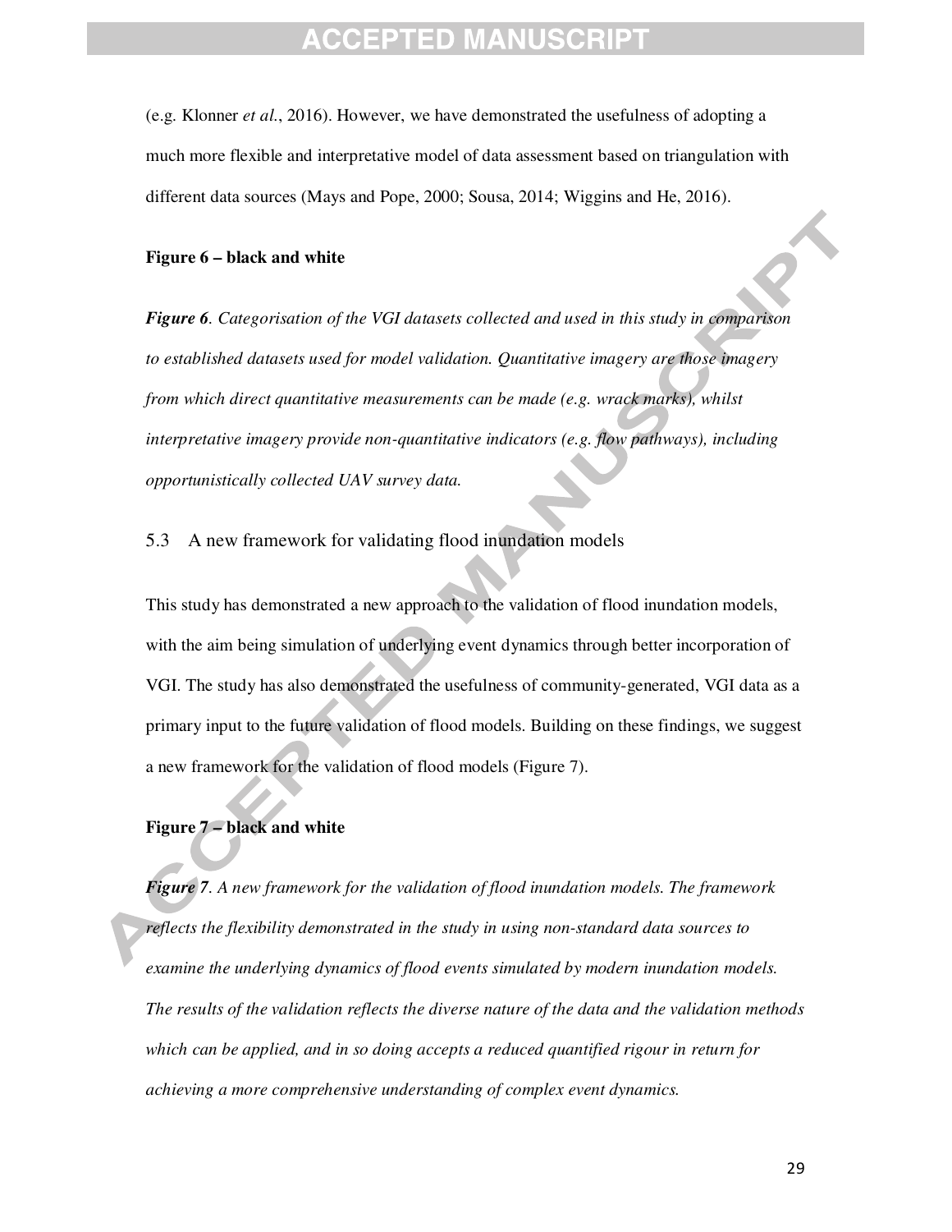(e.g. Klonner *et al.*, 2016). However, we have demonstrated the usefulness of adopting a much more flexible and interpretative model of data assessment based on triangulation with different data sources (Mays and Pope, 2000; Sousa, 2014; Wiggins and He, 2016).

**Figure 6 – black and white**

***Figure 6***. *Categorisation of the VGI datasets collected and used in this study in comparison to established datasets used for model validation. Quantitative imagery are those imagery from which direct quantitative measurements can be made (e.g. wrack marks), whilst interpretative imagery provide non-quantitative indicators (e.g. flow pathways), including opportunistically collected UAV survey data.*

## 5.3 A new framework for validating flood inundation models

This study has demonstrated a new approach to the validation of flood inundation models, with the aim being simulation of underlying event dynamics through better incorporation of VGI. The study has also demonstrated the usefulness of community-generated, VGI data as a primary input to the future validation of flood models. Building on these findings, we suggest a new framework for the validation of flood models (Figure 7).

**Figure 7 – black and white**

***Figure 7***. *A new framework for the validation of flood inundation models. The framework reflects the flexibility demonstrated in the study in using non-standard data sources to examine the underlying dynamics of flood events simulated by modern inundation models. The results of the validation reflects the diverse nature of the data and the validation methods which can be applied, and in so doing accepts a reduced quantified rigour in return for achieving a more comprehensive understanding of complex event dynamics.*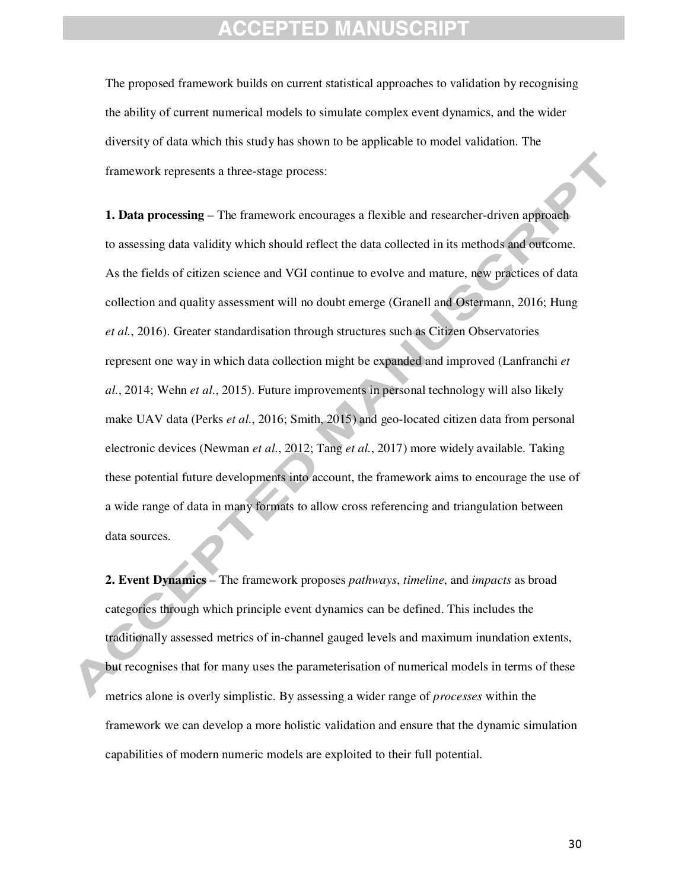The proposed framework builds on current statistical approaches to validation by recognising the ability of current numerical models to simulate complex event dynamics, and the wider diversity of data which this study has shown to be applicable to model validation. The framework represents a three-stage process:

**1. Data processing** – The framework encourages a flexible and researcher-driven approach to assessing data validity which should reflect the data collected in its methods and outcome. As the fields of citizen science and VGI continue to evolve and mature, new practices of data collection and quality assessment will no doubt emerge (Granell and Ostermann, 2016; Hung *et al.*, 2016). Greater standardisation through structures such as Citizen Observatories represent one way in which data collection might be expanded and improved (Lanfranchi *et al.*, 2014; Wehn *et al.*, 2015). Future improvements in personal technology will also likely make UAV data (Perks *et al.*, 2016; Smith, 2015) and geo-located citizen data from personal electronic devices (Newman *et al.*, 2012; Tang *et al.*, 2017) more widely available. Taking these potential future developments into account, the framework aims to encourage the use of a wide range of data in many formats to allow cross referencing and triangulation between data sources.

**2. Event Dynamics** – The framework proposes *pathways*, *timeline*, and *impacts* as broad categories through which principle event dynamics can be defined. This includes the traditionally assessed metrics of in-channel gauged levels and maximum inundation extents, but recognises that for many uses the parameterisation of numerical models in terms of these metrics alone is overly simplistic. By assessing a wider range of *processes* within the framework we can develop a more holistic validation and ensure that the dynamic simulation capabilities of modern numeric models are exploited to their full potential.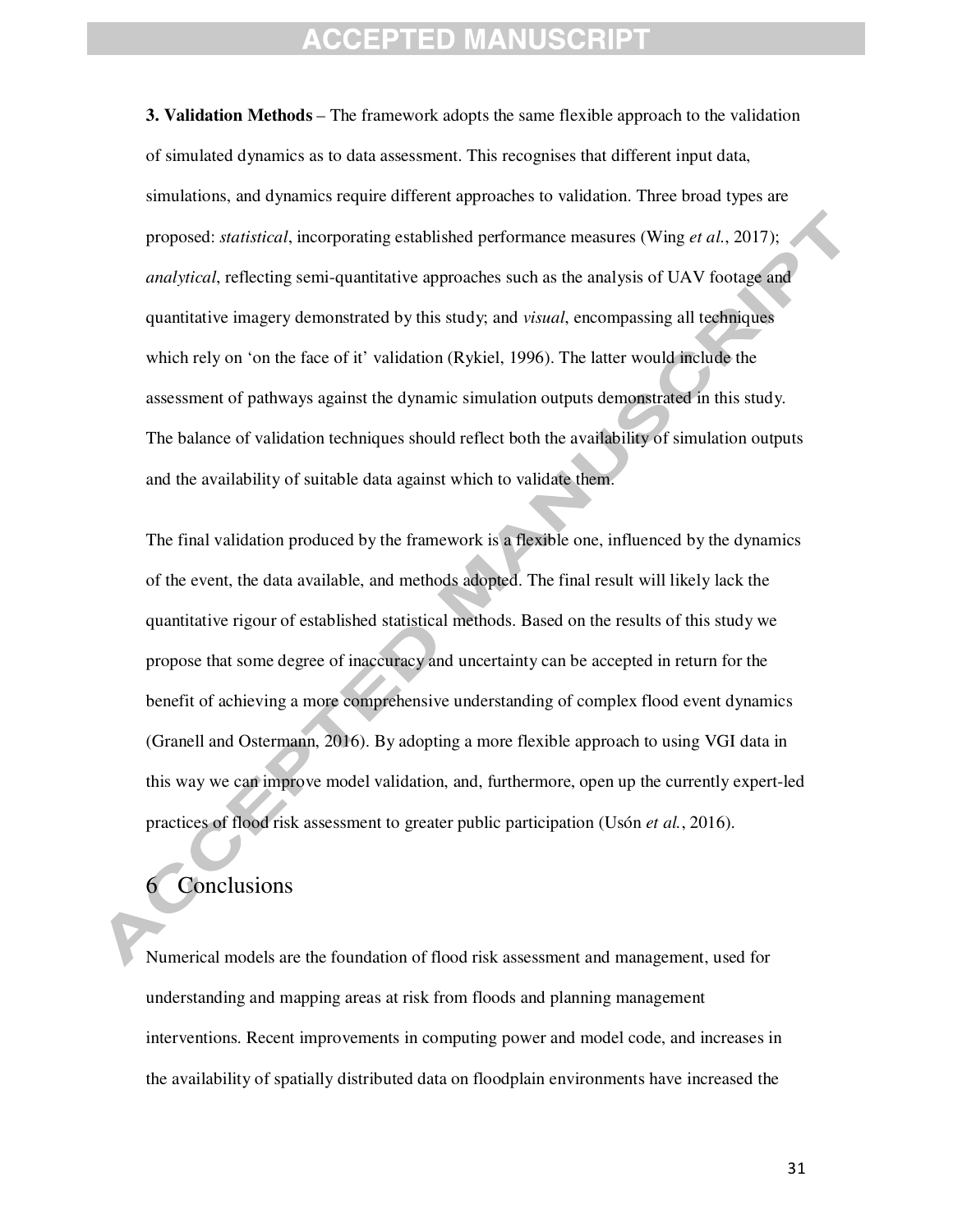**3. Validation Methods** – The framework adopts the same flexible approach to the validation of simulated dynamics as to data assessment. This recognises that different input data, simulations, and dynamics require different approaches to validation. Three broad types are proposed: *statistical*, incorporating established performance measures (Wing *et al.*, 2017); *analytical*, reflecting semi-quantitative approaches such as the analysis of UAV footage and quantitative imagery demonstrated by this study; and *visual*, encompassing all techniques which rely on 'on the face of it' validation (Rykiel, 1996). The latter would include the assessment of pathways against the dynamic simulation outputs demonstrated in this study. The balance of validation techniques should reflect both the availability of simulation outputs and the availability of suitable data against which to validate them.

The final validation produced by the framework is a flexible one, influenced by the dynamics of the event, the data available, and methods adopted. The final result will likely lack the quantitative rigour of established statistical methods. Based on the results of this study we propose that some degree of inaccuracy and uncertainty can be accepted in return for the benefit of achieving a more comprehensive understanding of complex flood event dynamics (Granell and Ostermann, 2016). By adopting a more flexible approach to using VGI data in this way we can improve model validation, and, furthermore, open up the currently expert-led practices of flood risk assessment to greater public participation (Usón *et al.*, 2016).

# 6 Conclusions

Numerical models are the foundation of flood risk assessment and management, used for understanding and mapping areas at risk from floods and planning management interventions. Recent improvements in computing power and model code, and increases in the availability of spatially distributed data on floodplain environments have increased the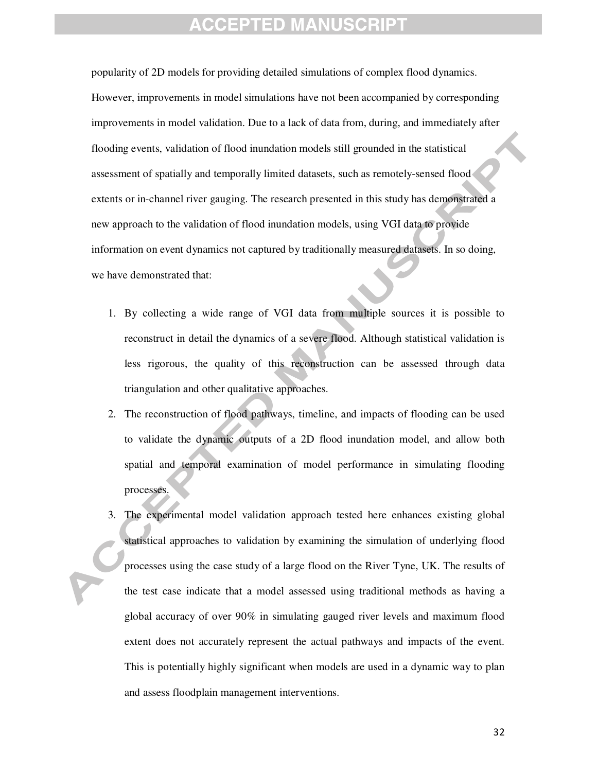popularity of 2D models for providing detailed simulations of complex flood dynamics. However, improvements in model simulations have not been accompanied by corresponding improvements in model validation. Due to a lack of data from, during, and immediately after flooding events, validation of flood inundation models still grounded in the statistical assessment of spatially and temporally limited datasets, such as remotely-sensed flood extents or in-channel river gauging. The research presented in this study has demonstrated a new approach to the validation of flood inundation models, using VGI data to provide information on event dynamics not captured by traditionally measured datasets. In so doing, we have demonstrated that:

1. By collecting a wide range of VGI data from multiple sources it is possible to reconstruct in detail the dynamics of a severe flood. Although statistical validation is less rigorous, the quality of this reconstruction can be assessed through data triangulation and other qualitative approaches.
2. The reconstruction of flood pathways, timeline, and impacts of flooding can be used to validate the dynamic outputs of a 2D flood inundation model, and allow both spatial and temporal examination of model performance in simulating flooding processes.
3. The experimental model validation approach tested here enhances existing global statistical approaches to validation by examining the simulation of underlying flood processes using the case study of a large flood on the River Tyne, UK. The results of the test case indicate that a model assessed using traditional methods as having a global accuracy of over 90% in simulating gauged river levels and maximum flood extent does not accurately represent the actual pathways and impacts of the event. This is potentially highly significant when models are used in a dynamic way to plan and assess floodplain management interventions.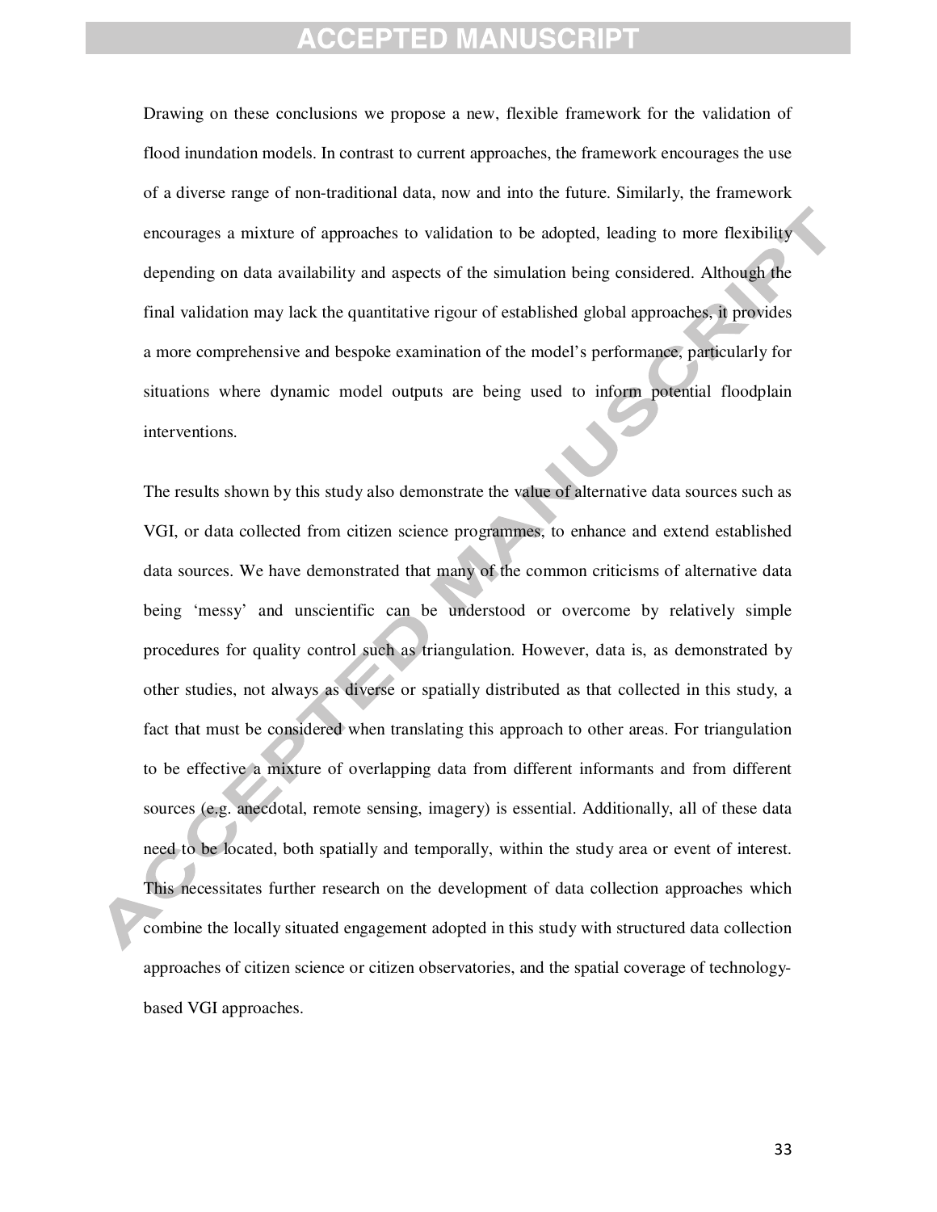Drawing on these conclusions we propose a new, flexible framework for the validation of flood inundation models. In contrast to current approaches, the framework encourages the use of a diverse range of non-traditional data, now and into the future. Similarly, the framework encourages a mixture of approaches to validation to be adopted, leading to more flexibility depending on data availability and aspects of the simulation being considered. Although the final validation may lack the quantitative rigour of established global approaches, it provides a more comprehensive and bespoke examination of the model's performance, particularly for situations where dynamic model outputs are being used to inform potential floodplain interventions.

The results shown by this study also demonstrate the value of alternative data sources such as VGI, or data collected from citizen science programmes, to enhance and extend established data sources. We have demonstrated that many of the common criticisms of alternative data being 'messy' and unscientific can be understood or overcome by relatively simple procedures for quality control such as triangulation. However, data is, as demonstrated by other studies, not always as diverse or spatially distributed as that collected in this study, a fact that must be considered when translating this approach to other areas. For triangulation to be effective a mixture of overlapping data from different informants and from different sources (e.g. anecdotal, remote sensing, imagery) is essential. Additionally, all of these data need to be located, both spatially and temporally, within the study area or event of interest. This necessitates further research on the development of data collection approaches which combine the locally situated engagement adopted in this study with structured data collection approaches of citizen science or citizen observatories, and the spatial coverage of technology-based VGI approaches.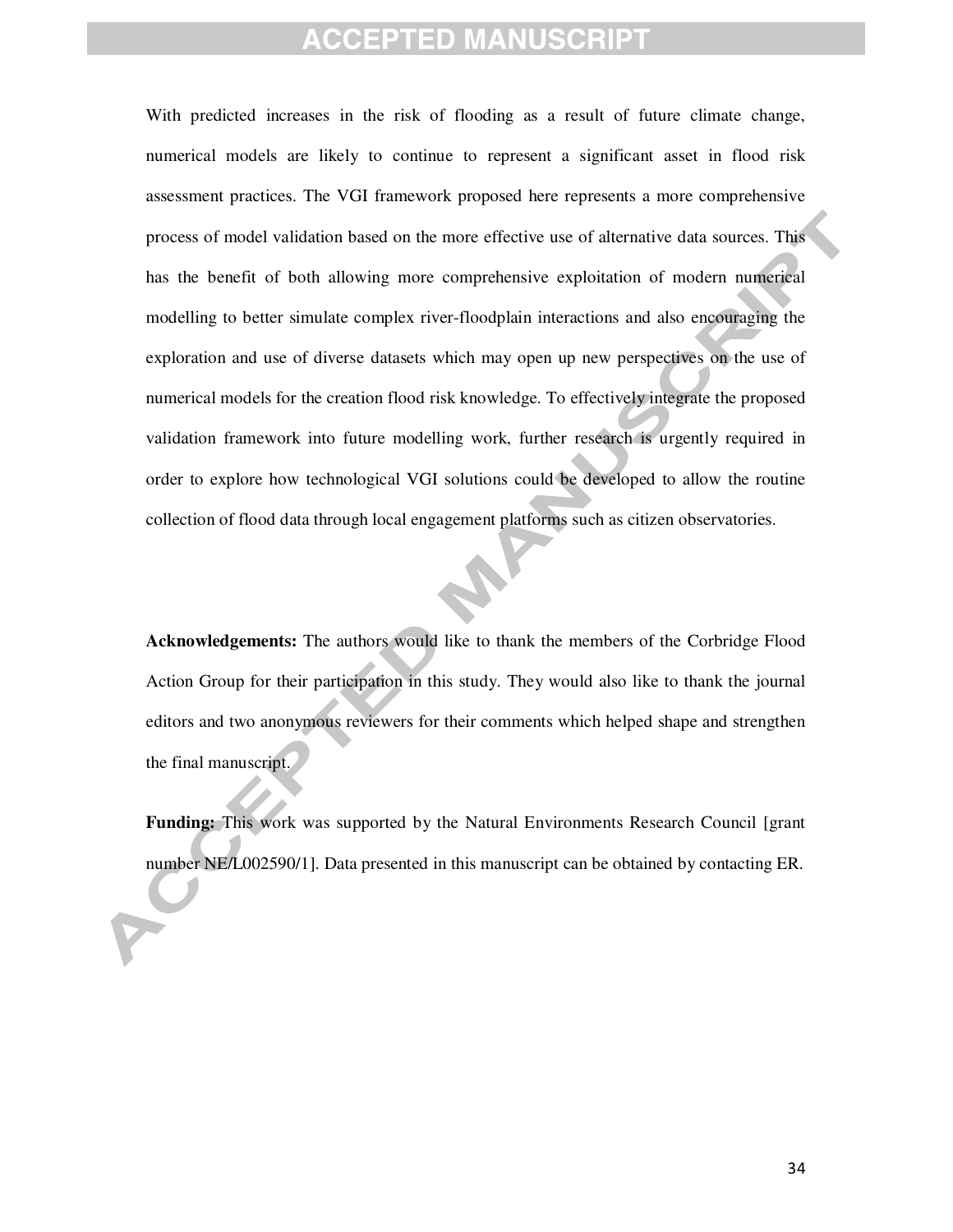With predicted increases in the risk of flooding as a result of future climate change, numerical models are likely to continue to represent a significant asset in flood risk assessment practices. The VGI framework proposed here represents a more comprehensive process of model validation based on the more effective use of alternative data sources. This has the benefit of both allowing more comprehensive exploitation of modern numerical modelling to better simulate complex river-floodplain interactions and also encouraging the exploration and use of diverse datasets which may open up new perspectives on the use of numerical models for the creation flood risk knowledge. To effectively integrate the proposed validation framework into future modelling work, further research is urgently required in order to explore how technological VGI solutions could be developed to allow the routine collection of flood data through local engagement platforms such as citizen observatories.

**Acknowledgements:** The authors would like to thank the members of the Corbridge Flood Action Group for their participation in this study. They would also like to thank the journal editors and two anonymous reviewers for their comments which helped shape and strengthen the final manuscript.

**Funding:** This work was supported by the Natural Environments Research Council [grant number NE/L002590/1]. Data presented in this manuscript can be obtained by contacting ER.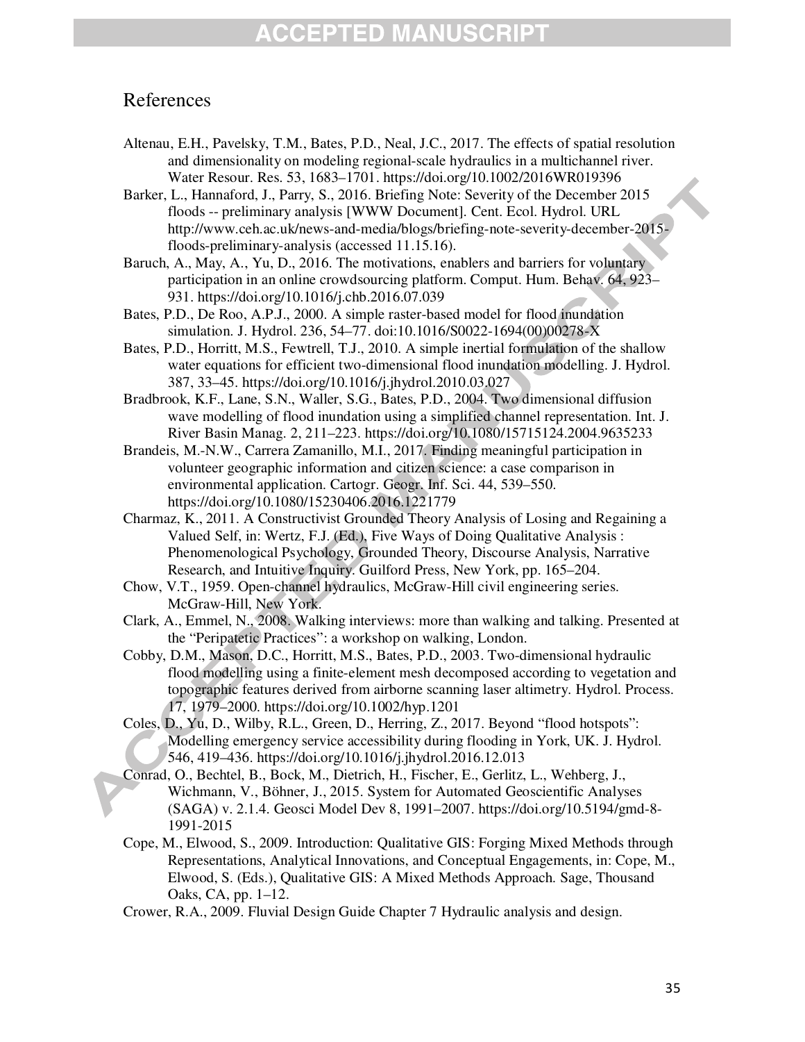# References

Altenau, E.H., Pavelsky, T.M., Bates, P.D., Neal, J.C., 2017. The effects of spatial resolution and dimensionality on modeling regional-scale hydraulics in a multichannel river. Water Resour. Res. 53, 1683–1701. https://doi.org/10.1002/2016WR019396

Barker, L., Hannaford, J., Parry, S., 2016. Briefing Note: Severity of the December 2015 floods -- preliminary analysis [WWW Document]. Cent. Ecol. Hydrol. URL http://www.ceh.ac.uk/news-and-media/blogs/briefing-note-severity-december-2015-floods-preliminary-analysis (accessed 11.15.16).

Baruch, A., May, A., Yu, D., 2016. The motivations, enablers and barriers for voluntary participation in an online crowdsourcing platform. Comput. Hum. Behav. 64, 923–931. https://doi.org/10.1016/j.chb.2016.07.039

Bates, P.D., De Roo, A.P.J., 2000. A simple raster-based model for flood inundation simulation. J. Hydrol. 236, 54–77. doi:10.1016/S0022-1694(00)00278-X

Bates, P.D., Horritt, M.S., Fewtrell, T.J., 2010. A simple inertial formulation of the shallow water equations for efficient two-dimensional flood inundation modelling. J. Hydrol. 387, 33–45. https://doi.org/10.1016/j.jhydrol.2010.03.027

Bradbrook, K.F., Lane, S.N., Waller, S.G., Bates, P.D., 2004. Two dimensional diffusion wave modelling of flood inundation using a simplified channel representation. Int. J. River Basin Manag. 2, 211–223. https://doi.org/10.1080/15715124.2004.9635233

Brandeis, M.-N.W., Carrera Zamanillo, M.I., 2017. Finding meaningful participation in volunteer geographic information and citizen science: a case comparison in environmental application. Cartogr. Geogr. Inf. Sci. 44, 539–550. https://doi.org/10.1080/15230406.2016.1221779

Charmaz, K., 2011. A Constructivist Grounded Theory Analysis of Losing and Regaining a Valued Self, in: Wertz, F.J. (Ed.), Five Ways of Doing Qualitative Analysis : Phenomenological Psychology, Grounded Theory, Discourse Analysis, Narrative Research, and Intuitive Inquiry. Guilford Press, New York, pp. 165–204.

Chow, V.T., 1959. Open-channel hydraulics, McGraw-Hill civil engineering series. McGraw-Hill, New York.

Clark, A., Emmel, N., 2008. Walking interviews: more than walking and talking. Presented at the "Peripatetic Practices": a workshop on walking, London.

Cobby, D.M., Mason, D.C., Horritt, M.S., Bates, P.D., 2003. Two-dimensional hydraulic flood modelling using a finite-element mesh decomposed according to vegetation and topographic features derived from airborne scanning laser altimetry. Hydrol. Process. 17, 1979–2000. https://doi.org/10.1002/hyp.1201

Coles, D., Yu, D., Wilby, R.L., Green, D., Herring, Z., 2017. Beyond "flood hotspots": Modelling emergency service accessibility during flooding in York, UK. J. Hydrol. 546, 419–436. https://doi.org/10.1016/j.jhydrol.2016.12.013

Conrad, O., Bechtel, B., Bock, M., Dietrich, H., Fischer, E., Gerlitz, L., Wehberg, J., Wichmann, V., Böhner, J., 2015. System for Automated Geoscientific Analyses (SAGA) v. 2.1.4. Geosci Model Dev 8, 1991–2007. https://doi.org/10.5194/gmd-8-1991-2015

Cope, M., Elwood, S., 2009. Introduction: Qualitative GIS: Forging Mixed Methods through Representations, Analytical Innovations, and Conceptual Engagements, in: Cope, M., Elwood, S. (Eds.), Qualitative GIS: A Mixed Methods Approach. Sage, Thousand Oaks, CA, pp. 1–12.

Crower, R.A., 2009. Fluvial Design Guide Chapter 7 Hydraulic analysis and design.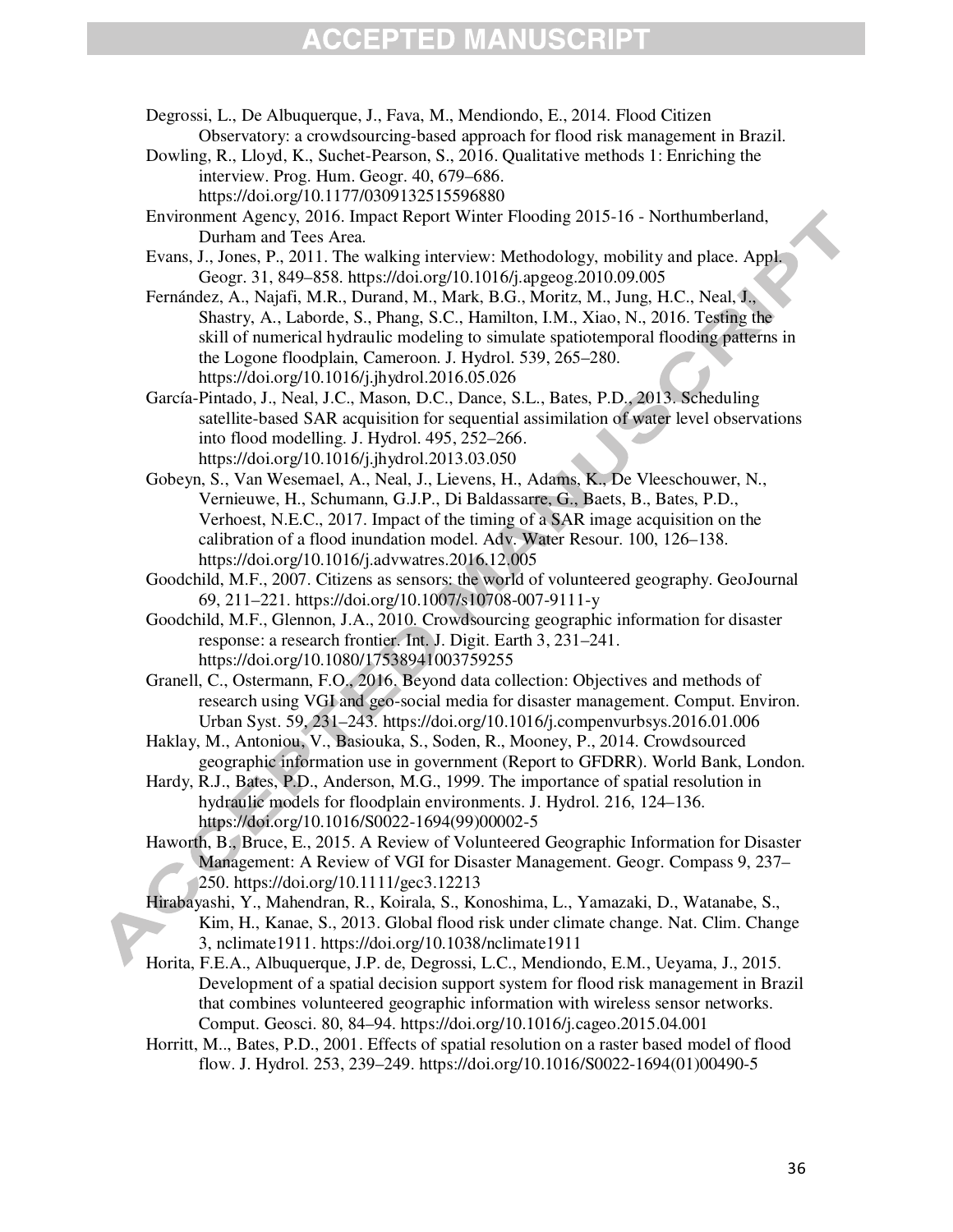Degrossi, L., De Albuquerque, J., Fava, M., Mendiondo, E., 2014. Flood Citizen Observatory: a crowdsourcing-based approach for flood risk management in Brazil.

Dowling, R., Lloyd, K., Suchet-Pearson, S., 2016. Qualitative methods 1: Enriching the interview. Prog. Hum. Geogr. 40, 679–686. https://doi.org/10.1177/0309132515596880

Environment Agency, 2016. Impact Report Winter Flooding 2015-16 - Northumberland, Durham and Tees Area.

Evans, J., Jones, P., 2011. The walking interview: Methodology, mobility and place. Appl. Geogr. 31, 849–858. https://doi.org/10.1016/j.apgeog.2010.09.005

Fernández, A., Najafi, M.R., Durand, M., Mark, B.G., Moritz, M., Jung, H.C., Neal, J., Shastry, A., Laborde, S., Phang, S.C., Hamilton, I.M., Xiao, N., 2016. Testing the skill of numerical hydraulic modeling to simulate spatiotemporal flooding patterns in the Logone floodplain, Cameroon. J. Hydrol. 539, 265–280. https://doi.org/10.1016/j.jhydrol.2016.05.026

García-Pintado, J., Neal, J.C., Mason, D.C., Dance, S.L., Bates, P.D., 2013. Scheduling satellite-based SAR acquisition for sequential assimilation of water level observations into flood modelling. J. Hydrol. 495, 252–266. https://doi.org/10.1016/j.jhydrol.2013.03.050

Gobeyn, S., Van Wesemael, A., Neal, J., Lievens, H., Adams, K., De Vleeschouwer, N., Vernieuwe, H., Schumann, G.J.P., Di Baldassarre, G., Baets, B., Bates, P.D., Verhoest, N.E.C., 2017. Impact of the timing of a SAR image acquisition on the calibration of a flood inundation model. Adv. Water Resour. 100, 126–138. https://doi.org/10.1016/j.advwatres.2016.12.005

Goodchild, M.F., 2007. Citizens as sensors: the world of volunteered geography. GeoJournal 69, 211–221. https://doi.org/10.1007/s10708-007-9111-y

Goodchild, M.F., Glennon, J.A., 2010. Crowdsourcing geographic information for disaster response: a research frontier. Int. J. Digit. Earth 3, 231–241. https://doi.org/10.1080/17538941003759255

Granell, C., Ostermann, F.O., 2016. Beyond data collection: Objectives and methods of research using VGI and geo-social media for disaster management. Comput. Environ. Urban Syst. 59, 231–243. https://doi.org/10.1016/j.compenvurbsys.2016.01.006

Haklay, M., Antoniou, V., Basiouka, S., Soden, R., Mooney, P., 2014. Crowdsourced geographic information use in government (Report to GFDRR). World Bank, London.

Hardy, R.J., Bates, P.D., Anderson, M.G., 1999. The importance of spatial resolution in hydraulic models for floodplain environments. J. Hydrol. 216, 124–136. https://doi.org/10.1016/S0022-1694(99)00002-5

Haworth, B., Bruce, E., 2015. A Review of Volunteered Geographic Information for Disaster Management: A Review of VGI for Disaster Management. Geogr. Compass 9, 237–250. https://doi.org/10.1111/gec3.12213

Hirabayashi, Y., Mahendran, R., Koirala, S., Konoshima, L., Yamazaki, D., Watanabe, S., Kim, H., Kanae, S., 2013. Global flood risk under climate change. Nat. Clim. Change 3, nclimate1911. https://doi.org/10.1038/nclimate1911

Horita, F.E.A., Albuquerque, J.P. de, Degrossi, L.C., Mendiondo, E.M., Ueyama, J., 2015. Development of a spatial decision support system for flood risk management in Brazil that combines volunteered geographic information with wireless sensor networks. Comput. Geosci. 80, 84–94. https://doi.org/10.1016/j.cageo.2015.04.001

Horritt, M.., Bates, P.D., 2001. Effects of spatial resolution on a raster based model of flood flow. J. Hydrol. 253, 239–249. https://doi.org/10.1016/S0022-1694(01)00490-5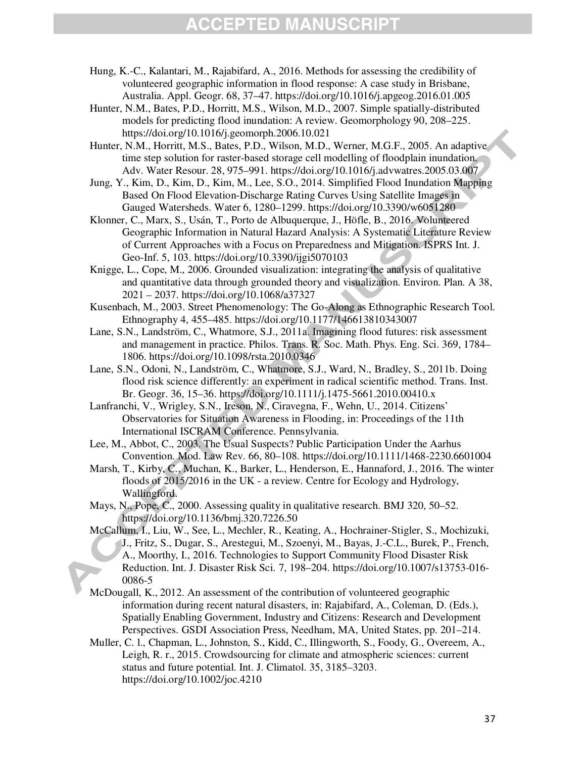Hung, K.-C., Kalantari, M., Rajabifard, A., 2016. Methods for assessing the credibility of volunteered geographic information in flood response: A case study in Brisbane, Australia. Appl. Geogr. 68, 37–47. https://doi.org/10.1016/j.apgeog.2016.01.005

Hunter, N.M., Bates, P.D., Horritt, M.S., Wilson, M.D., 2007. Simple spatially-distributed models for predicting flood inundation: A review. Geomorphology 90, 208–225. https://doi.org/10.1016/j.geomorph.2006.10.021

Hunter, N.M., Horritt, M.S., Bates, P.D., Wilson, M.D., Werner, M.G.F., 2005. An adaptive time step solution for raster-based storage cell modelling of floodplain inundation. Adv. Water Resour. 28, 975–991. https://doi.org/10.1016/j.advwatres.2005.03.007

Jung, Y., Kim, D., Kim, D., Kim, M., Lee, S.O., 2014. Simplified Flood Inundation Mapping Based On Flood Elevation-Discharge Rating Curves Using Satellite Images in Gauged Watersheds. Water 6, 1280–1299. https://doi.org/10.3390/w6051280

Klonner, C., Marx, S., Usán, T., Porto de Albuquerque, J., Höfle, B., 2016. Volunteered Geographic Information in Natural Hazard Analysis: A Systematic Literature Review of Current Approaches with a Focus on Preparedness and Mitigation. ISPRS Int. J. Geo-Inf. 5, 103. https://doi.org/10.3390/ijgi5070103

Knigge, L., Cope, M., 2006. Grounded visualization: integrating the analysis of qualitative and quantitative data through grounded theory and visualization. Environ. Plan. A 38, 2021 – 2037. https://doi.org/10.1068/a37327

Kusenbach, M., 2003. Street Phenomenology: The Go-Along as Ethnographic Research Tool. Ethnography 4, 455–485. https://doi.org/10.1177/146613810343007

Lane, S.N., Landström, C., Whatmore, S.J., 2011a. Imagining flood futures: risk assessment and management in practice. Philos. Trans. R. Soc. Math. Phys. Eng. Sci. 369, 1784–1806. https://doi.org/10.1098/rsta.2010.0346

Lane, S.N., Odoni, N., Landström, C., Whatmore, S.J., Ward, N., Bradley, S., 2011b. Doing flood risk science differently: an experiment in radical scientific method. Trans. Inst. Br. Geogr. 36, 15–36. https://doi.org/10.1111/j.1475-5661.2010.00410.x

Lanfranchi, V., Wrigley, S.N., Ireson, N., Ciravegna, F., Wehn, U., 2014. Citizens' Observatories for Situation Awareness in Flooding, in: Proceedings of the 11th International ISCRAM Conference. Pennsylvania.

Lee, M., Abbot, C., 2003. The Usual Suspects? Public Participation Under the Aarhus Convention. Mod. Law Rev. 66, 80–108. https://doi.org/10.1111/1468-2230.6601004

Marsh, T., Kirby, C., Muchan, K., Barker, L., Henderson, E., Hannaford, J., 2016. The winter floods of 2015/2016 in the UK - a review. Centre for Ecology and Hydrology, Wallingford.

Mays, N., Pope, C., 2000. Assessing quality in qualitative research. BMJ 320, 50–52. https://doi.org/10.1136/bmj.320.7226.50

McCallum, I., Liu, W., See, L., Mechler, R., Keating, A., Hochrainer-Stigler, S., Mochizuki, J., Fritz, S., Dugar, S., Arestegui, M., Szoenyi, M., Bayas, J.-C.L., Burek, P., French, A., Moorthy, I., 2016. Technologies to Support Community Flood Disaster Risk Reduction. Int. J. Disaster Risk Sci. 7, 198–204. https://doi.org/10.1007/s13753-016-0086-5

McDougall, K., 2012. An assessment of the contribution of volunteered geographic information during recent natural disasters, in: Rajabifard, A., Coleman, D. (Eds.), Spatially Enabling Government, Industry and Citizens: Research and Development Perspectives. GSDI Association Press, Needham, MA, United States, pp. 201–214.

Muller, C. l., Chapman, L., Johnston, S., Kidd, C., Illingworth, S., Foody, G., Overeem, A., Leigh, R. r., 2015. Crowdsourcing for climate and atmospheric sciences: current status and future potential. Int. J. Climatol. 35, 3185–3203. https://doi.org/10.1002/joc.4210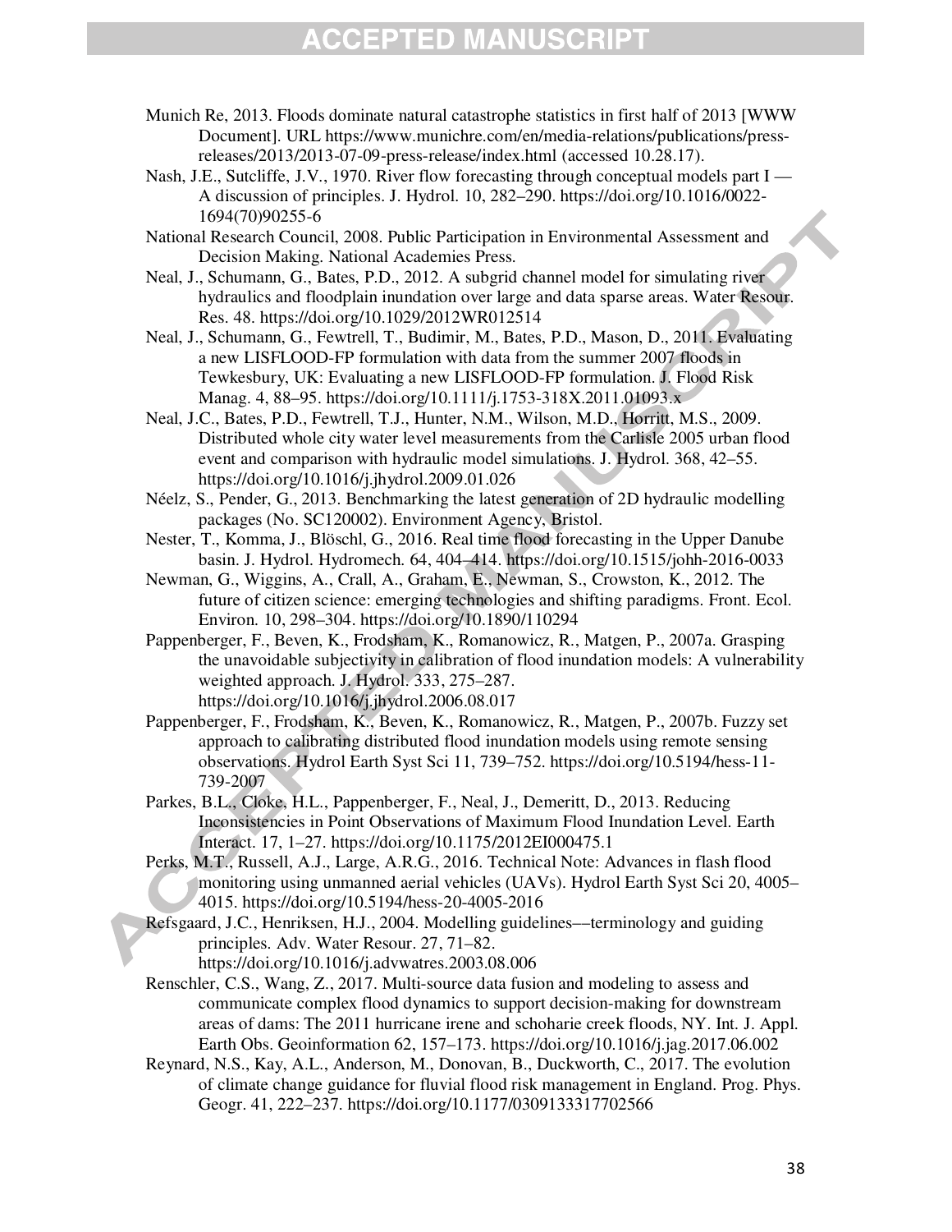Munich Re, 2013. Floods dominate natural catastrophe statistics in first half of 2013 [WWW Document]. URL https://www.munichre.com/en/media-relations/publications/press-releases/2013/2013-07-09-press-release/index.html (accessed 10.28.17).

Nash, J.E., Sutcliffe, J.V., 1970. River flow forecasting through conceptual models part I — A discussion of principles. J. Hydrol. 10, 282–290. https://doi.org/10.1016/0022-1694(70)90255-6

National Research Council, 2008. Public Participation in Environmental Assessment and Decision Making. National Academies Press.

Neal, J., Schumann, G., Bates, P.D., 2012. A subgrid channel model for simulating river hydraulics and floodplain inundation over large and data sparse areas. Water Resour. Res. 48. https://doi.org/10.1029/2012WR012514

Neal, J., Schumann, G., Fewtrell, T., Budimir, M., Bates, P.D., Mason, D., 2011. Evaluating a new LISFLOOD-FP formulation with data from the summer 2007 floods in Tewkesbury, UK: Evaluating a new LISFLOOD-FP formulation. J. Flood Risk Manag. 4, 88–95. https://doi.org/10.1111/j.1753-318X.2011.01093.x

Neal, J.C., Bates, P.D., Fewtrell, T.J., Hunter, N.M., Wilson, M.D., Horritt, M.S., 2009. Distributed whole city water level measurements from the Carlisle 2005 urban flood event and comparison with hydraulic model simulations. J. Hydrol. 368, 42–55. https://doi.org/10.1016/j.jhydrol.2009.01.026

Néelz, S., Pender, G., 2013. Benchmarking the latest generation of 2D hydraulic modelling packages (No. SC120002). Environment Agency, Bristol.

Nester, T., Komma, J., Blöschl, G., 2016. Real time flood forecasting in the Upper Danube basin. J. Hydrol. Hydromech. 64, 404–414. https://doi.org/10.1515/johh-2016-0033

Newman, G., Wiggins, A., Crall, A., Graham, E., Newman, S., Crowston, K., 2012. The future of citizen science: emerging technologies and shifting paradigms. Front. Ecol. Environ. 10, 298–304. https://doi.org/10.1890/110294

Pappenberger, F., Beven, K., Frodsham, K., Romanowicz, R., Matgen, P., 2007a. Grasping the unavoidable subjectivity in calibration of flood inundation models: A vulnerability weighted approach. J. Hydrol. 333, 275–287. https://doi.org/10.1016/j.jhydrol.2006.08.017

Pappenberger, F., Frodsham, K., Beven, K., Romanowicz, R., Matgen, P., 2007b. Fuzzy set approach to calibrating distributed flood inundation models using remote sensing observations. Hydrol Earth Syst Sci 11, 739–752. https://doi.org/10.5194/hess-11-739-2007

Parkes, B.L., Cloke, H.L., Pappenberger, F., Neal, J., Demeritt, D., 2013. Reducing Inconsistencies in Point Observations of Maximum Flood Inundation Level. Earth Interact. 17, 1–27. https://doi.org/10.1175/2012EI000475.1

Perks, M.T., Russell, A.J., Large, A.R.G., 2016. Technical Note: Advances in flash flood monitoring using unmanned aerial vehicles (UAVs). Hydrol Earth Syst Sci 20, 4005–4015. https://doi.org/10.5194/hess-20-4005-2016

Refsgaard, J.C., Henriksen, H.J., 2004. Modelling guidelines––terminology and guiding principles. Adv. Water Resour. 27, 71–82. https://doi.org/10.1016/j.advwatres.2003.08.006

Renschler, C.S., Wang, Z., 2017. Multi-source data fusion and modeling to assess and communicate complex flood dynamics to support decision-making for downstream areas of dams: The 2011 hurricane irene and schoharie creek floods, NY. Int. J. Appl. Earth Obs. Geoinformation 62, 157–173. https://doi.org/10.1016/j.jag.2017.06.002

Reynard, N.S., Kay, A.L., Anderson, M., Donovan, B., Duckworth, C., 2017. The evolution of climate change guidance for fluvial flood risk management in England. Prog. Phys. Geogr. 41, 222–237. https://doi.org/10.1177/0309133317702566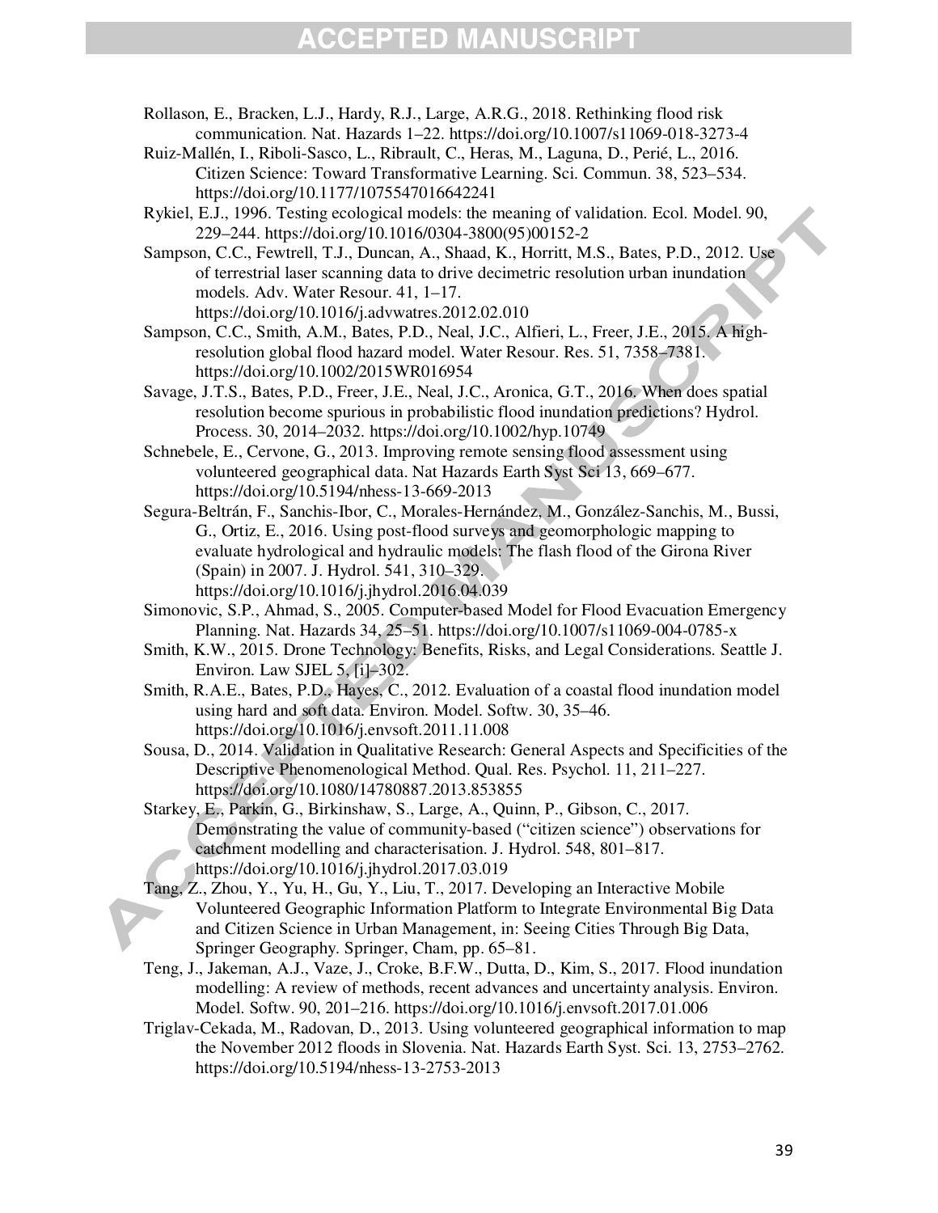Rollason, E., Bracken, L.J., Hardy, R.J., Large, A.R.G., 2018. Rethinking flood risk communication. Nat. Hazards 1–22. https://doi.org/10.1007/s11069-018-3273-4

Ruiz-Mallén, I., Riboli-Sasco, L., Ribrault, C., Heras, M., Laguna, D., Perié, L., 2016. Citizen Science: Toward Transformative Learning. Sci. Commun. 38, 523–534. https://doi.org/10.1177/1075547016642241

Rykiel, E.J., 1996. Testing ecological models: the meaning of validation. Ecol. Model. 90, 229–244. https://doi.org/10.1016/0304-3800(95)00152-2

Sampson, C.C., Fewtrell, T.J., Duncan, A., Shaad, K., Horritt, M.S., Bates, P.D., 2012. Use of terrestrial laser scanning data to drive decimetric resolution urban inundation models. Adv. Water Resour. 41, 1–17. https://doi.org/10.1016/j.advwatres.2012.02.010

Sampson, C.C., Smith, A.M., Bates, P.D., Neal, J.C., Alfieri, L., Freer, J.E., 2015. A high-resolution global flood hazard model. Water Resour. Res. 51, 7358–7381. https://doi.org/10.1002/2015WR016954

Savage, J.T.S., Bates, P.D., Freer, J.E., Neal, J.C., Aronica, G.T., 2016. When does spatial resolution become spurious in probabilistic flood inundation predictions? Hydrol. Process. 30, 2014–2032. https://doi.org/10.1002/hyp.10749

Schnebele, E., Cervone, G., 2013. Improving remote sensing flood assessment using volunteered geographical data. Nat Hazards Earth Syst Sci 13, 669–677. https://doi.org/10.5194/nhess-13-669-2013

Segura-Beltrán, F., Sanchis-Ibor, C., Morales-Hernández, M., González-Sanchis, M., Bussi, G., Ortiz, E., 2016. Using post-flood surveys and geomorphologic mapping to evaluate hydrological and hydraulic models: The flash flood of the Girona River (Spain) in 2007. J. Hydrol. 541, 310–329. https://doi.org/10.1016/j.jhydrol.2016.04.039

Simonovic, S.P., Ahmad, S., 2005. Computer-based Model for Flood Evacuation Emergency Planning. Nat. Hazards 34, 25–51. https://doi.org/10.1007/s11069-004-0785-x

Smith, K.W., 2015. Drone Technology: Benefits, Risks, and Legal Considerations. Seattle J. Environ. Law SJEL 5, [i]–302.

Smith, R.A.E., Bates, P.D., Hayes, C., 2012. Evaluation of a coastal flood inundation model using hard and soft data. Environ. Model. Softw. 30, 35–46. https://doi.org/10.1016/j.envsoft.2011.11.008

Sousa, D., 2014. Validation in Qualitative Research: General Aspects and Specificities of the Descriptive Phenomenological Method. Qual. Res. Psychol. 11, 211–227. https://doi.org/10.1080/14780887.2013.853855

Starkey, E., Parkin, G., Birkinshaw, S., Large, A., Quinn, P., Gibson, C., 2017. Demonstrating the value of community-based ("citizen science") observations for catchment modelling and characterisation. J. Hydrol. 548, 801–817. https://doi.org/10.1016/j.jhydrol.2017.03.019

Tang, Z., Zhou, Y., Yu, H., Gu, Y., Liu, T., 2017. Developing an Interactive Mobile Volunteered Geographic Information Platform to Integrate Environmental Big Data and Citizen Science in Urban Management, in: Seeing Cities Through Big Data, Springer Geography. Springer, Cham, pp. 65–81.

Teng, J., Jakeman, A.J., Vaze, J., Croke, B.F.W., Dutta, D., Kim, S., 2017. Flood inundation modelling: A review of methods, recent advances and uncertainty analysis. Environ. Model. Softw. 90, 201–216. https://doi.org/10.1016/j.envsoft.2017.01.006

Triglav-Cekada, M., Radovan, D., 2013. Using volunteered geographical information to map the November 2012 floods in Slovenia. Nat. Hazards Earth Syst. Sci. 13, 2753–2762. https://doi.org/10.5194/nhess-13-2753-2013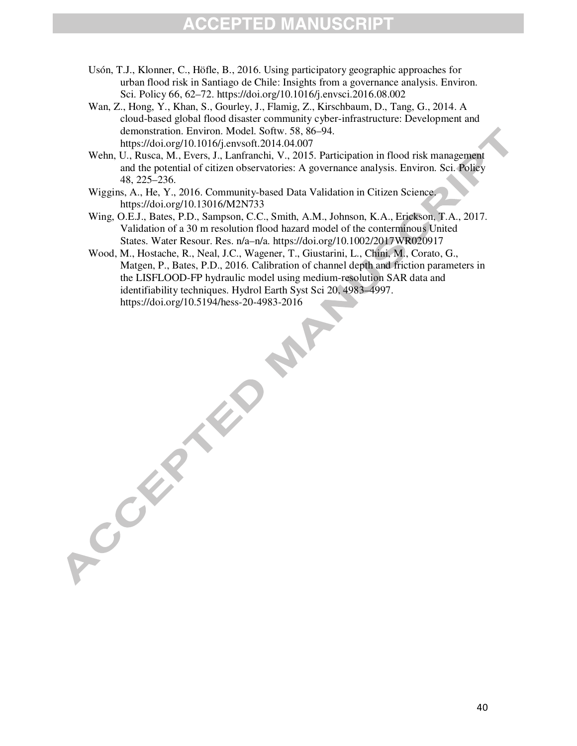Usón, T.J., Klonner, C., Höfle, B., 2016. Using participatory geographic approaches for urban flood risk in Santiago de Chile: Insights from a governance analysis. Environ. Sci. Policy 66, 62–72. https://doi.org/10.1016/j.envsci.2016.08.002

Wan, Z., Hong, Y., Khan, S., Gourley, J., Flamig, Z., Kirschbaum, D., Tang, G., 2014. A cloud-based global flood disaster community cyber-infrastructure: Development and demonstration. Environ. Model. Softw. 58, 86–94. https://doi.org/10.1016/j.envsoft.2014.04.007

Wehn, U., Rusca, M., Evers, J., Lanfranchi, V., 2015. Participation in flood risk management and the potential of citizen observatories: A governance analysis. Environ. Sci. Policy 48, 225–236.

Wiggins, A., He, Y., 2016. Community-based Data Validation in Citizen Science. https://doi.org/10.13016/M2N733

Wing, O.E.J., Bates, P.D., Sampson, C.C., Smith, A.M., Johnson, K.A., Erickson, T.A., 2017. Validation of a 30 m resolution flood hazard model of the conterminous United States. Water Resour. Res. n/a–n/a. https://doi.org/10.1002/2017WR020917

Wood, M., Hostache, R., Neal, J.C., Wagener, T., Giustarini, L., Chini, M., Corato, G., Matgen, P., Bates, P.D., 2016. Calibration of channel depth and friction parameters in the LISFLOOD-FP hydraulic model using medium-resolution SAR data and identifiability techniques. Hydrol Earth Syst Sci 20, 4983–4997. https://doi.org/10.5194/hess-20-4983-2016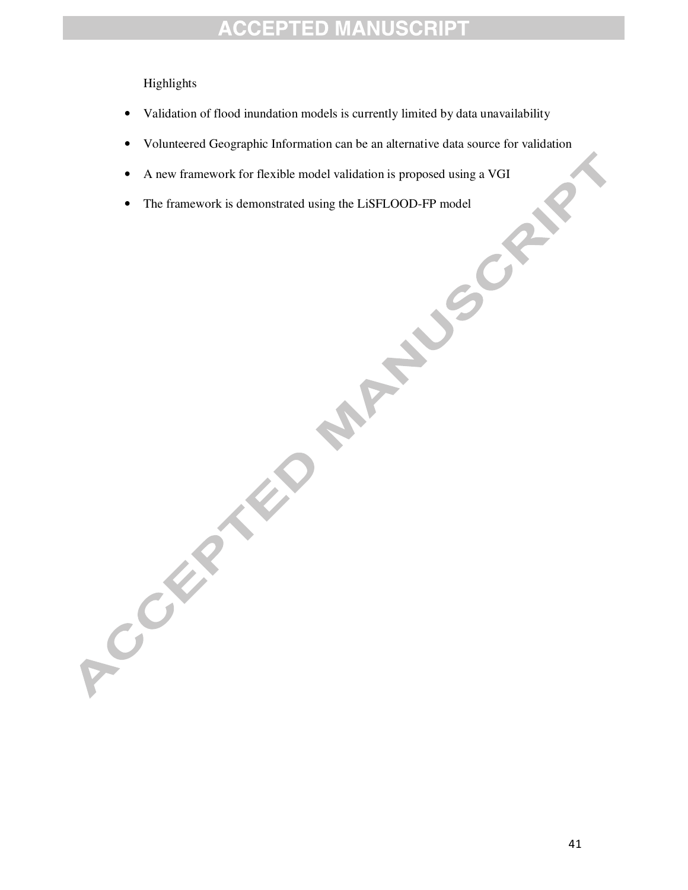Highlights

- Validation of flood inundation models is currently limited by data unavailability
- Volunteered Geographic Information can be an alternative data source for validation
- A new framework for flexible model validation is proposed using a VGI
- The framework is demonstrated using the LiSFLOOD-FP model